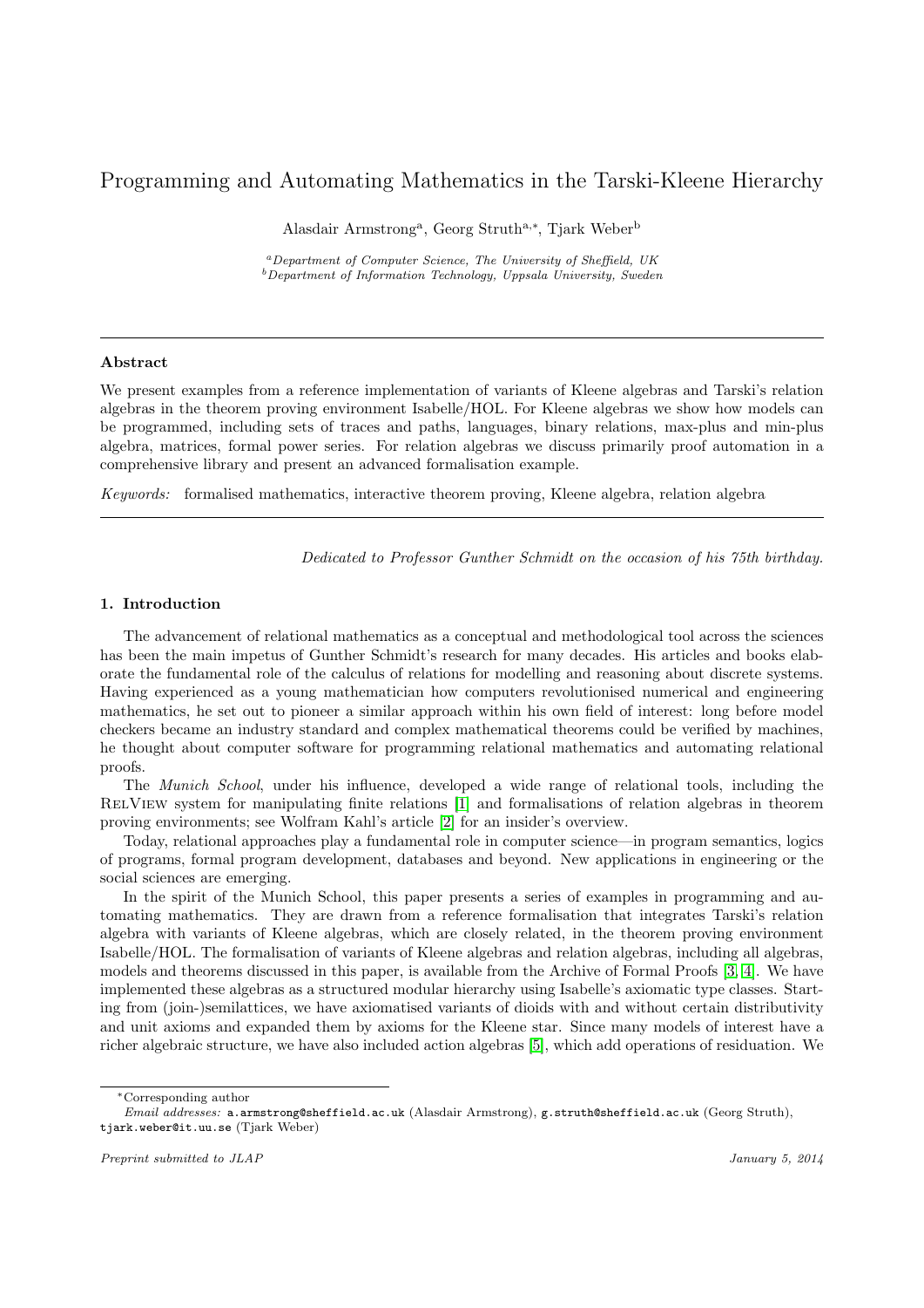# Programming and Automating Mathematics in the Tarski-Kleene Hierarchy

Alasdair Armstrong[a], Georg Struth[a,*], Tjark Weber[b]

[a] *Department of Computer Science, The University of Sheffield, UK*
[b] *Department of Information Technology, Uppsala University, Sweden*

---

### Abstract

We present examples from a reference implementation of variants of Kleene algebras and Tarski's relation algebras in the theorem proving environment Isabelle/HOL. For Kleene algebras we show how models can be programmed, including sets of traces and paths, languages, binary relations, max-plus and min-plus algebra, matrices, formal power series. For relation algebras we discuss primarily proof automation in a comprehensive library and present an advanced formalisation example.

*Keywords:* formalised mathematics, interactive theorem proving, Kleene algebra, relation algebra

---

*Dedicated to Professor Gunther Schmidt on the occasion of his 75th birthday.*

## 1. Introduction

The advancement of relational mathematics as a conceptual and methodological tool across the sciences has been the main impetus of Gunther Schmidt's research for many decades. His articles and books elaborate the fundamental role of the calculus of relations for modelling and reasoning about discrete systems. Having experienced as a young mathematician how computers revolutionised numerical and engineering mathematics, he set out to pioneer a similar approach within his own field of interest: long before model checkers became an industry standard and complex mathematical theorems could be verified by machines, he thought about computer software for programming relational mathematics and automating relational proofs.

The *Munich School*, under his influence, developed a wide range of relational tools, including the RelView system for manipulating finite relations [1] and formalisations of relation algebras in theorem proving environments; see Wolfram Kahl's article [2] for an insider's overview.

Today, relational approaches play a fundamental role in computer science—in program semantics, logics of programs, formal program development, databases and beyond. New applications in engineering or the social sciences are emerging.

In the spirit of the Munich School, this paper presents a series of examples in programming and automating mathematics. They are drawn from a reference formalisation that integrates Tarski's relation algebra with variants of Kleene algebras, which are closely related, in the theorem proving environment Isabelle/HOL. The formalisation of variants of Kleene algebras and relation algebras, including all algebras, models and theorems discussed in this paper, is available from the Archive of Formal Proofs [3, 4]. We have implemented these algebras as a structured modular hierarchy using Isabelle's axiomatic type classes. Starting from (join-)semilattices, we have axiomatised variants of dioids with and without certain distributivity and unit axioms and expanded them by axioms for the Kleene star. Since many models of interest have a richer algebraic structure, we have also included action algebras [5], which add operations of residuation. We

---

*Corresponding author
*Email addresses:* a.armstrong@sheffield.ac.uk (Alasdair Armstrong), g.struth@sheffield.ac.uk (Georg Struth), tjark.weber@it.uu.se (Tjark Weber)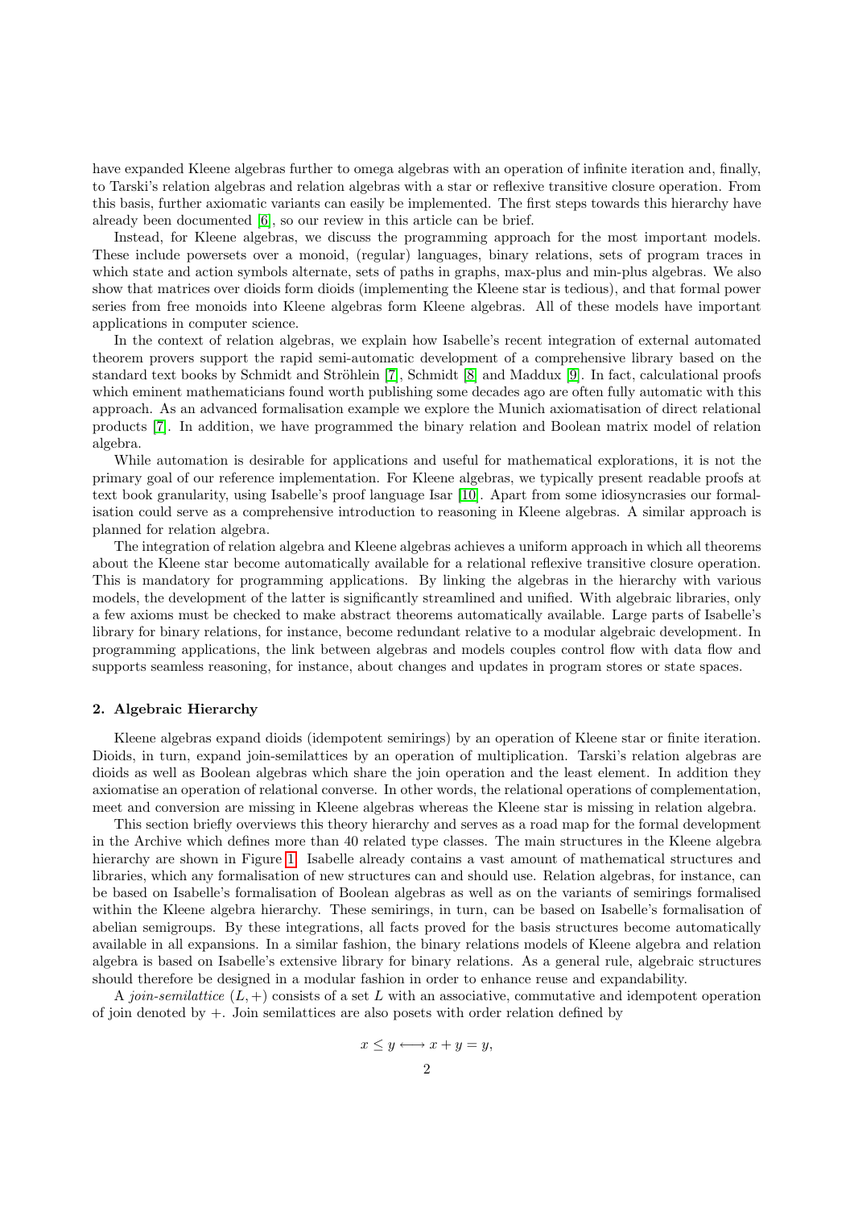have expanded Kleene algebras further to omega algebras with an operation of infinite iteration and, finally, to Tarski's relation algebras and relation algebras with a star or reflexive transitive closure operation. From this basis, further axiomatic variants can easily be implemented. The first steps towards this hierarchy have already been documented [6], so our review in this article can be brief.

Instead, for Kleene algebras, we discuss the programming approach for the most important models. These include powersets over a monoid, (regular) languages, binary relations, sets of program traces in which state and action symbols alternate, sets of paths in graphs, max-plus and min-plus algebras. We also show that matrices over dioids form dioids (implementing the Kleene star is tedious), and that formal power series from free monoids into Kleene algebras form Kleene algebras. All of these models have important applications in computer science.

In the context of relation algebras, we explain how Isabelle's recent integration of external automated theorem provers support the rapid semi-automatic development of a comprehensive library based on the standard text books by Schmidt and Ströhlein [7], Schmidt [8] and Maddux [9]. In fact, calculational proofs which eminent mathematicians found worth publishing some decades ago are often fully automatic with this approach. As an advanced formalisation example we explore the Munich axiomatisation of direct relational products [7]. In addition, we have programmed the binary relation and Boolean matrix model of relation algebra.

While automation is desirable for applications and useful for mathematical explorations, it is not the primary goal of our reference implementation. For Kleene algebras, we typically present readable proofs at text book granularity, using Isabelle's proof language Isar [10]. Apart from some idiosyncrasies our formalisation could serve as a comprehensive introduction to reasoning in Kleene algebras. A similar approach is planned for relation algebra.

The integration of relation algebra and Kleene algebras achieves a uniform approach in which all theorems about the Kleene star become automatically available for a relational reflexive transitive closure operation. This is mandatory for programming applications. By linking the algebras in the hierarchy with various models, the development of the latter is significantly streamlined and unified. With algebraic libraries, only a few axioms must be checked to make abstract theorems automatically available. Large parts of Isabelle's library for binary relations, for instance, become redundant relative to a modular algebraic development. In programming applications, the link between algebras and models couples control flow with data flow and supports seamless reasoning, for instance, about changes and updates in program stores or state spaces.

## 2. Algebraic Hierarchy

Kleene algebras expand dioids (idempotent semirings) by an operation of Kleene star or finite iteration. Dioids, in turn, expand join-semilattices by an operation of multiplication. Tarski's relation algebras are dioids as well as Boolean algebras which share the join operation and the least element. In addition they axiomatise an operation of relational converse. In other words, the relational operations of complementation, meet and conversion are missing in Kleene algebras whereas the Kleene star is missing in relation algebra.

This section briefly overviews this theory hierarchy and serves as a road map for the formal development in the Archive which defines more than 40 related type classes. The main structures in the Kleene algebra hierarchy are shown in Figure 1. Isabelle already contains a vast amount of mathematical structures and libraries, which any formalisation of new structures can and should use. Relation algebras, for instance, can be based on Isabelle's formalisation of Boolean algebras as well as on the variants of semirings formalised within the Kleene algebra hierarchy. These semirings, in turn, can be based on Isabelle's formalisation of abelian semigroups. By these integrations, all facts proved for the basis structures become automatically available in all expansions. In a similar fashion, the binary relations models of Kleene algebra and relation algebra is based on Isabelle's extensive library for binary relations. As a general rule, algebraic structures should therefore be designed in a modular fashion in order to enhance reuse and expandability.

A *join-semilattice* $(L, +)$ consists of a set $L$ with an associative, commutative and idempotent operation of join denoted by $+$. Join semilattices are also posets with order relation defined by

$$x \leq y \longleftrightarrow x + y = y,$$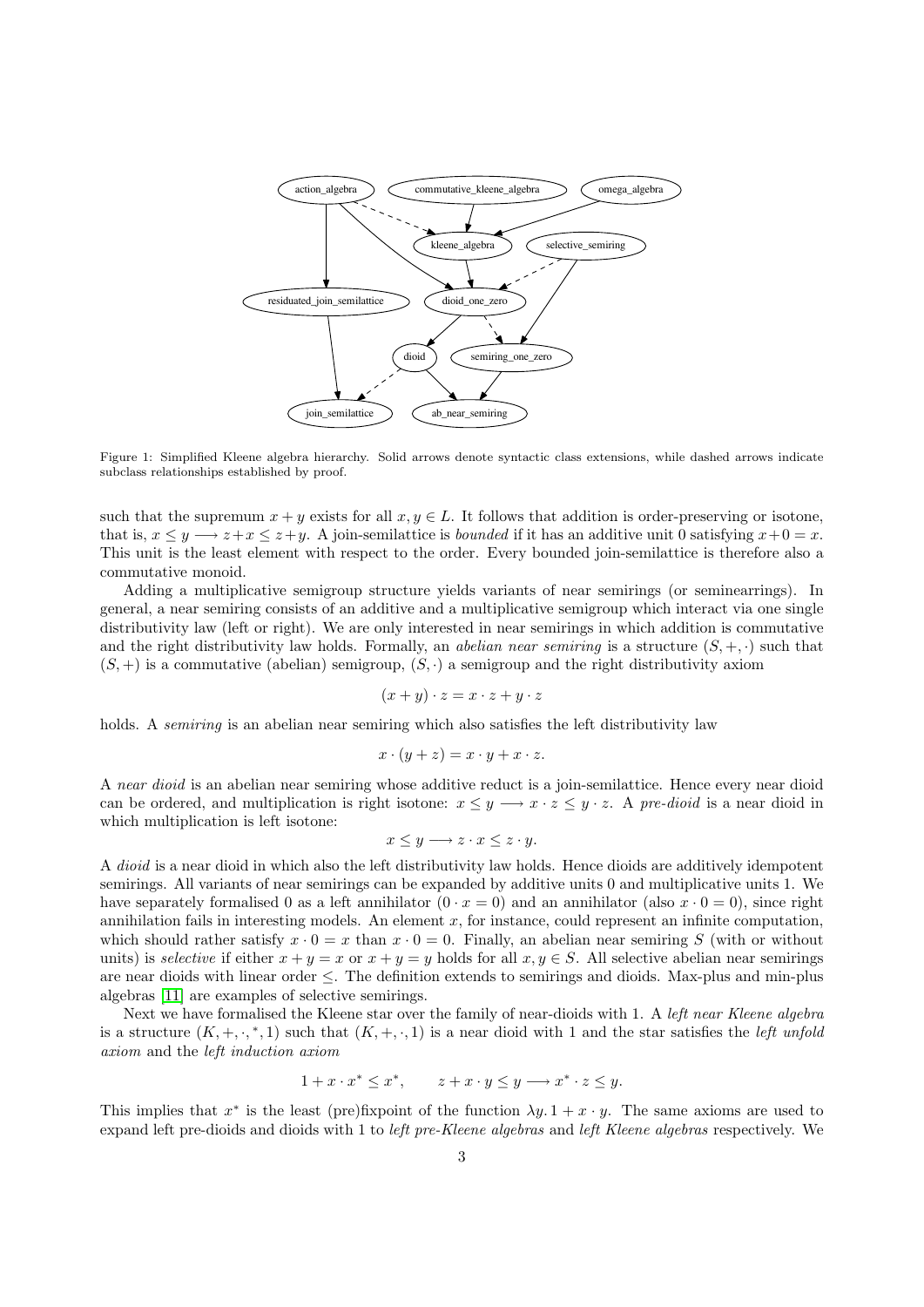Figure 1: Simplified Kleene algebra hierarchy. Solid arrows denote syntactic class extensions, while dashed arrows indicate subclass relationships established by proof.

such that the supremum $x + y$ exists for all $x, y \in L$. It follows that addition is order-preserving or isotone, that is, $x \leq y \longrightarrow z+x \leq z+y$. A join-semilattice is *bounded* if it has an additive unit 0 satisfying $x+0 = x$. This unit is the least element with respect to the order. Every bounded join-semilattice is therefore also a commutative monoid.

Adding a multiplicative semigroup structure yields variants of near semirings (or seminearrings). In general, a near semiring consists of an additive and a multiplicative semigroup which interact via one single distributivity law (left or right). We are only interested in near semirings in which addition is commutative and the right distributivity law holds. Formally, an *abelian near semiring* is a structure $(S, +, \cdot)$ such that $(S, +)$ is a commutative (abelian) semigroup, $(S, \cdot)$ a semigroup and the right distributivity axiom

$$(x + y) \cdot z = x \cdot z + y \cdot z$$

holds. A *semiring* is an abelian near semiring which also satisfies the left distributivity law

$$x \cdot (y + z) = x \cdot y + x \cdot z.$$

A *near dioid* is an abelian near semiring whose additive reduct is a join-semilattice. Hence every near dioid can be ordered, and multiplication is right isotone: $x \leq y \longrightarrow x \cdot z \leq y \cdot z$. A *pre-dioid* is a near dioid in which multiplication is left isotone:

$$x \leq y \longrightarrow z \cdot x \leq z \cdot y.$$

A *dioid* is a near dioid in which also the left distributivity law holds. Hence dioids are additively idempotent semirings. All variants of near semirings can be expanded by additive units 0 and multiplicative units 1. We have separately formalised 0 as a left annihilator ($0 \cdot x = 0$) and an annihilator (also $x \cdot 0 = 0$), since right annihilation fails in interesting models. An element $x$, for instance, could represent an infinite computation, which should rather satisfy $x \cdot 0 = x$ than $x \cdot 0 = 0$. Finally, an abelian near semiring $S$ (with or without units) is *selective* if either $x + y = x$ or $x + y = y$ holds for all $x, y \in S$. All selective abelian near semirings are near dioids with linear order $\leq$. The definition extends to semirings and dioids. Max-plus and min-plus algebras [11] are examples of selective semirings.

Next we have formalised the Kleene star over the family of near-dioids with 1. A *left near Kleene algebra* is a structure $(K, +, \cdot, ^*, 1)$ such that $(K, +, \cdot, 1)$ is a near dioid with 1 and the star satisfies the *left unfold axiom* and the *left induction axiom*

$$1 + x \cdot x^* \leq x^*, \qquad z + x \cdot y \leq y \longrightarrow x^* \cdot z \leq y.$$

This implies that $x^*$ is the least (pre)fixpoint of the function $\lambda y.\, 1 + x \cdot y$. The same axioms are used to expand left pre-dioids and dioids with 1 to *left pre-Kleene algebras* and *left Kleene algebras* respectively. We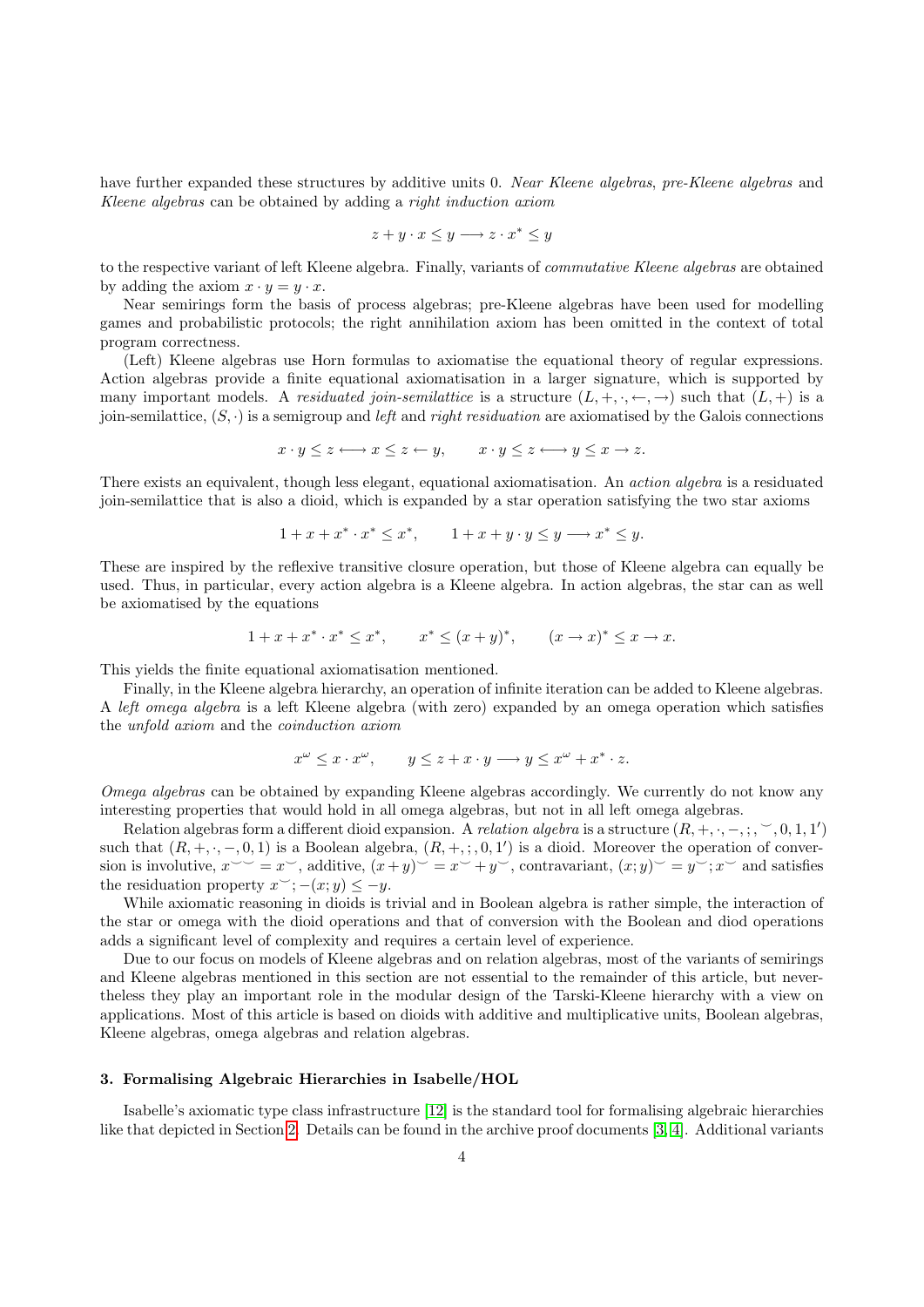have further expanded these structures by additive units 0. *Near Kleene algebras*, *pre-Kleene algebras* and *Kleene algebras* can be obtained by adding a *right induction axiom*

$$z + y \cdot x \leq y \longrightarrow z \cdot x^* \leq y$$

to the respective variant of left Kleene algebra. Finally, variants of *commutative Kleene algebras* are obtained by adding the axiom $x \cdot y = y \cdot x$.

Near semirings form the basis of process algebras; pre-Kleene algebras have been used for modelling games and probabilistic protocols; the right annihilation axiom has been omitted in the context of total program correctness.

(Left) Kleene algebras use Horn formulas to axiomatise the equational theory of regular expressions. Action algebras provide a finite equational axiomatisation in a larger signature, which is supported by many important models. A *residuated join-semilattice* is a structure $(L, +, \cdot, \leftarrow, \rightarrow)$ such that $(L, +)$ is a join-semilattice, $(S, \cdot)$ is a semigroup and *left* and *right residuation* are axiomatised by the Galois connections

$$x \cdot y \leq z \longleftrightarrow x \leq z \leftarrow y, \qquad x \cdot y \leq z \longleftrightarrow y \leq x \rightarrow z.$$

There exists an equivalent, though less elegant, equational axiomatisation. An *action algebra* is a residuated join-semilattice that is also a dioid, which is expanded by a star operation satisfying the two star axioms

$$1 + x + x^* \cdot x^* \leq x^*, \qquad 1 + x + y \cdot y \leq y \longrightarrow x^* \leq y.$$

These are inspired by the reflexive transitive closure operation, but those of Kleene algebra can equally be used. Thus, in particular, every action algebra is a Kleene algebra. In action algebras, the star can as well be axiomatised by the equations

$$1 + x + x^* \cdot x^* \leq x^*, \qquad x^* \leq (x + y)^*, \qquad (x \rightarrow x)^* \leq x \rightarrow x.$$

This yields the finite equational axiomatisation mentioned.

Finally, in the Kleene algebra hierarchy, an operation of infinite iteration can be added to Kleene algebras. A *left omega algebra* is a left Kleene algebra (with zero) expanded by an omega operation which satisfies the *unfold axiom* and the *coinduction axiom*

$$x^\omega \leq x \cdot x^\omega, \qquad y \leq z + x \cdot y \longrightarrow y \leq x^\omega + x^* \cdot z.$$

*Omega algebras* can be obtained by expanding Kleene algebras accordingly. We currently do not know any interesting properties that would hold in all omega algebras, but not in all left omega algebras.

Relation algebras form a different dioid expansion. A *relation algebra* is a structure $(R, +, \cdot, -, ;, ^\smile, 0, 1, 1')$ such that $(R, +, \cdot, -, 0, 1)$ is a Boolean algebra, $(R, +, ;, 0, 1')$ is a dioid. Moreover the operation of conversion is involutive, $x^{\smile\smile} = x^\smile$, additive, $(x + y)^\smile = x^\smile + y^\smile$, contravariant, $(x; y)^\smile = y^\smile; x^\smile$ and satisfies the residuation property $x^\smile; -(x; y) \leq -y$.

While axiomatic reasoning in dioids is trivial and in Boolean algebra is rather simple, the interaction of the star or omega with the dioid operations and that of conversion with the Boolean and diod operations adds a significant level of complexity and requires a certain level of experience.

Due to our focus on models of Kleene algebras and on relation algebras, most of the variants of semirings and Kleene algebras mentioned in this section are not essential to the remainder of this article, but nevertheless they play an important role in the modular design of the Tarski-Kleene hierarchy with a view on applications. Most of this article is based on dioids with additive and multiplicative units, Boolean algebras, Kleene algebras, omega algebras and relation algebras.

### 3. Formalising Algebraic Hierarchies in Isabelle/HOL

Isabelle's axiomatic type class infrastructure [12] is the standard tool for formalising algebraic hierarchies like that depicted in Section 2. Details can be found in the archive proof documents [3, 4]. Additional variants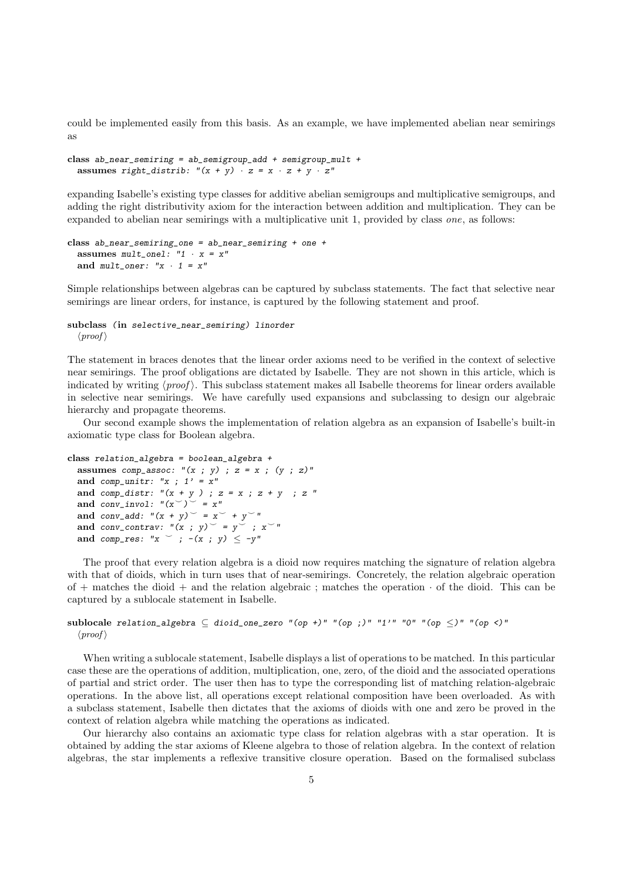could be implemented easily from this basis. As an example, we have implemented abelian near semirings as

```
class ab_near_semiring = ab_semigroup_add + semigroup_mult +
  assumes right_distrib: "(x + y) · z = x · z + y · z"
```

expanding Isabelle's existing type classes for additive abelian semigroups and multiplicative semigroups, and adding the right distributivity axiom for the interaction between addition and multiplication. They can be expanded to abelian near semirings with a multiplicative unit 1, provided by class *one*, as follows:

```
class ab_near_semiring_one = ab_near_semiring + one +
  assumes mult_onel: "1 · x = x"
  and mult_oner: "x · 1 = x"
```

Simple relationships between algebras can be captured by subclass statements. The fact that selective near semirings are linear orders, for instance, is captured by the following statement and proof.

```
subclass (in selective_near_semiring) linorder
  ⟨proof⟩
```

The statement in braces denotes that the linear order axioms need to be verified in the context of selective near semirings. The proof obligations are dictated by Isabelle. They are not shown in this article, which is indicated by writing ⟨*proof*⟩. This subclass statement makes all Isabelle theorems for linear orders available in selective near semirings. We have carefully used expansions and subclassing to design our algebraic hierarchy and propagate theorems.

Our second example shows the implementation of relation algebra as an expansion of Isabelle's built-in axiomatic type class for Boolean algebra.

```
class relation_algebra = boolean_algebra +
  assumes comp_assoc: "(x ; y) ; z = x ; (y ; z)"
  and comp_unitr: "x ; 1' = x"
  and comp_distr: "(x + y ) ; z = x ; z + y  ; z "
  and conv_invol: "(x˘)˘ = x"
  and conv_add: "(x + y)˘ = x˘ + y˘"
  and conv_contrav: "(x ; y)˘ = y˘ ; x˘"
  and comp_res: "x ˘ ; -(x ; y) ≤ -y"
```

The proof that every relation algebra is a dioid now requires matching the signature of relation algebra with that of dioids, which in turn uses that of near-semirings. Concretely, the relation algebraic operation of + matches the dioid + and the relation algebraic ; matches the operation · of the dioid. This can be captured by a sublocale statement in Isabelle.

```
sublocale relation_algebra ⊆ dioid_one_zero "(op +)" "(op ;)" "1'" "0" "(op ≤)" "(op <)"
  ⟨proof⟩
```

When writing a sublocale statement, Isabelle displays a list of operations to be matched. In this particular case these are the operations of addition, multiplication, one, zero, of the dioid and the associated operations of partial and strict order. The user then has to type the corresponding list of matching relation-algebraic operations. In the above list, all operations except relational composition have been overloaded. As with a subclass statement, Isabelle then dictates that the axioms of dioids with one and zero be proved in the context of relation algebra while matching the operations as indicated.

Our hierarchy also contains an axiomatic type class for relation algebras with a star operation. It is obtained by adding the star axioms of Kleene algebra to those of relation algebra. In the context of relation algebras, the star implements a reflexive transitive closure operation. Based on the formalised subclass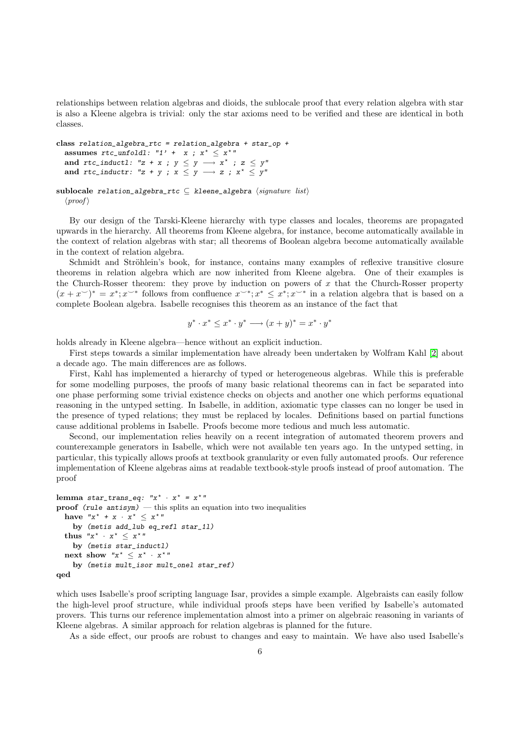relationships between relation algebras and dioids, the sublocale proof that every relation algebra with star is also a Kleene algebra is trivial: only the star axioms need to be verified and these are identical in both classes.

```
class relation_algebra_rtc = relation_algebra + star_op +
  assumes rtc_unfoldl: "1' +  x ; x⋆ ≤ x⋆"
  and rtc_inductl: "z + x ; y ≤ y ⟶ x⋆ ; z ≤ y"
  and rtc_inductr: "z + y ; x ≤ y ⟶ z ; x⋆ ≤ y"

sublocale relation_algebra_rtc ⊆ kleene_algebra ⟨signature list⟩
  ⟨proof⟩
```

By our design of the Tarski-Kleene hierarchy with type classes and locales, theorems are propagated upwards in the hierarchy. All theorems from Kleene algebra, for instance, become automatically available in the context of relation algebras with star; all theorems of Boolean algebra become automatically available in the context of relation algebra.

Schmidt and Ströhlein's book, for instance, contains many examples of reflexive transitive closure theorems in relation algebra which are now inherited from Kleene algebra. One of their examples is the Church-Rosser theorem: they prove by induction on powers of $x$ that the Church-Rosser property $(x + x^{\smile})^* = x^*; x^{\smile *}$ follows from confluence $x^{\smile *}; x^* \leq x^*; x^{\smile *}$ in a relation algebra that is based on a complete Boolean algebra. Isabelle recognises this theorem as an instance of the fact that

$$y^* \cdot x^* \leq x^* \cdot y^* \longrightarrow (x + y)^* = x^* \cdot y^*$$

holds already in Kleene algebra—hence without an explicit induction.

First steps towards a similar implementation have already been undertaken by Wolfram Kahl [2] about a decade ago. The main differences are as follows.

First, Kahl has implemented a hierarchy of typed or heterogeneous algebras. While this is preferable for some modelling purposes, the proofs of many basic relational theorems can in fact be separated into one phase performing some trivial existence checks on objects and another one which performs equational reasoning in the untyped setting. In Isabelle, in addition, axiomatic type classes can no longer be used in the presence of typed relations; they must be replaced by locales. Definitions based on partial functions cause additional problems in Isabelle. Proofs become more tedious and much less automatic.

Second, our implementation relies heavily on a recent integration of automated theorem provers and counterexample generators in Isabelle, which were not available ten years ago. In the untyped setting, in particular, this typically allows proofs at textbook granularity or even fully automated proofs. Our reference implementation of Kleene algebras aims at readable textbook-style proofs instead of proof automation. The proof

```
lemma star_trans_eq: "x⋆ · x⋆ = x⋆"
proof (rule antisym) — this splits an equation into two inequalities
  have "x⋆ + x · x⋆ ≤ x⋆"
    by (metis add_lub eq_refl star_1l)
  thus "x⋆ · x⋆ ≤ x⋆"
    by (metis star_inductl)
  next show "x⋆ ≤ x⋆ · x⋆"
    by (metis mult_isor mult_onel star_ref)
qed
```

which uses Isabelle's proof scripting language Isar, provides a simple example. Algebraists can easily follow the high-level proof structure, while individual proofs steps have been verified by Isabelle's automated provers. This turns our reference implementation almost into a primer on algebraic reasoning in variants of Kleene algebras. A similar approach for relation algebras is planned for the future.

As a side effect, our proofs are robust to changes and easy to maintain. We have also used Isabelle's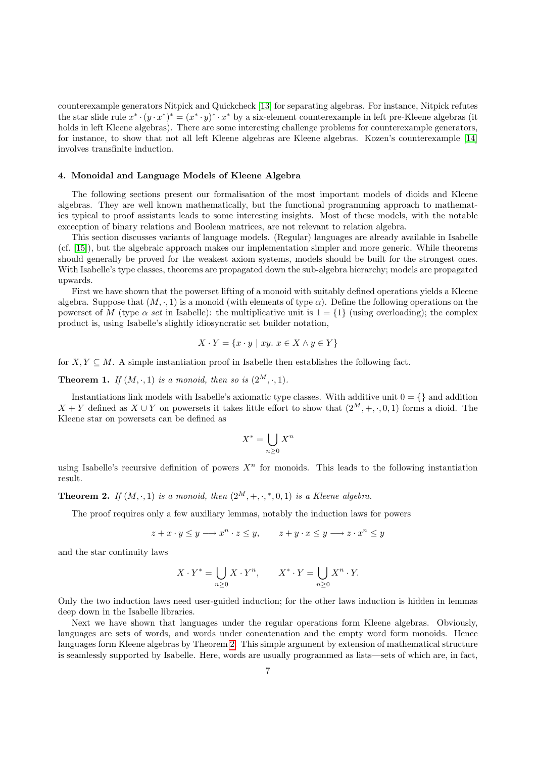counterexample generators Nitpick and Quickcheck [13] for separating algebras. For instance, Nitpick refutes the star slide rule $x^* \cdot (y \cdot x^*)^* = (x^* \cdot y)^* \cdot x^*$ by a six-element counterexample in left pre-Kleene algebras (it holds in left Kleene algebras). There are some interesting challenge problems for counterexample generators, for instance, to show that not all left Kleene algebras are Kleene algebras. Kozen's counterexample [14] involves transfinite induction.

### 4. Monoidal and Language Models of Kleene Algebra

The following sections present our formalisation of the most important models of dioids and Kleene algebras. They are well known mathematically, but the functional programming approach to mathematics typical to proof assistants leads to some interesting insights. Most of these models, with the notable excecption of binary relations and Boolean matrices, are not relevant to relation algebra.

This section discusses variants of language models. (Regular) languages are already available in Isabelle (cf. [15]), but the algebraic approach makes our implementation simpler and more generic. While theorems should generally be proved for the weakest axiom systems, models should be built for the strongest ones. With Isabelle's type classes, theorems are propagated down the sub-algebra hierarchy; models are propagated upwards.

First we have shown that the powerset lifting of a monoid with suitably defined operations yields a Kleene algebra. Suppose that $(M, \cdot, 1)$ is a monoid (with elements of type $\alpha$). Define the following operations on the powerset of $M$ (type $\alpha$ *set* in Isabelle): the multiplicative unit is $1 = \{1\}$ (using overloading); the complex product is, using Isabelle's slightly idiosyncratic set builder notation,

$$X \cdot Y = \{x \cdot y \mid xy.\ x \in X \wedge y \in Y\}$$

for $X, Y \subseteq M$. A simple instantiation proof in Isabelle then establishes the following fact.

**Theorem 1.** *If $(M, \cdot, 1)$ is a monoid, then so is $(2^M, \cdot, 1)$.*

Instantiations link models with Isabelle's axiomatic type classes. With additive unit $0 = \{\}$ and addition $X + Y$ defined as $X \cup Y$ on powersets it takes little effort to show that $(2^M, +, \cdot, 0, 1)$ forms a dioid. The Kleene star on powersets can be defined as

$$X^* = \bigcup_{n \geq 0} X^n$$

using Isabelle's recursive definition of powers $X^n$ for monoids. This leads to the following instantiation result.

**Theorem 2.** *If $(M, \cdot, 1)$ is a monoid, then $(2^M, +, \cdot, ^*, 0, 1)$ is a Kleene algebra.*

The proof requires only a few auxiliary lemmas, notably the induction laws for powers

$$z + x \cdot y \leq y \longrightarrow x^n \cdot z \leq y, \qquad z + y \cdot x \leq y \longrightarrow z \cdot x^n \leq y$$

and the star continuity laws

$$X \cdot Y^* = \bigcup_{n \geq 0} X \cdot Y^n, \qquad X^* \cdot Y = \bigcup_{n \geq 0} X^n \cdot Y.$$

Only the two induction laws need user-guided induction; for the other laws induction is hidden in lemmas deep down in the Isabelle libraries.

Next we have shown that languages under the regular operations form Kleene algebras. Obviously, languages are sets of words, and words under concatenation and the empty word form monoids. Hence languages form Kleene algebras by Theorem 2. This simple argument by extension of mathematical structure is seamlessly supported by Isabelle. Here, words are usually programmed as lists—sets of which are, in fact,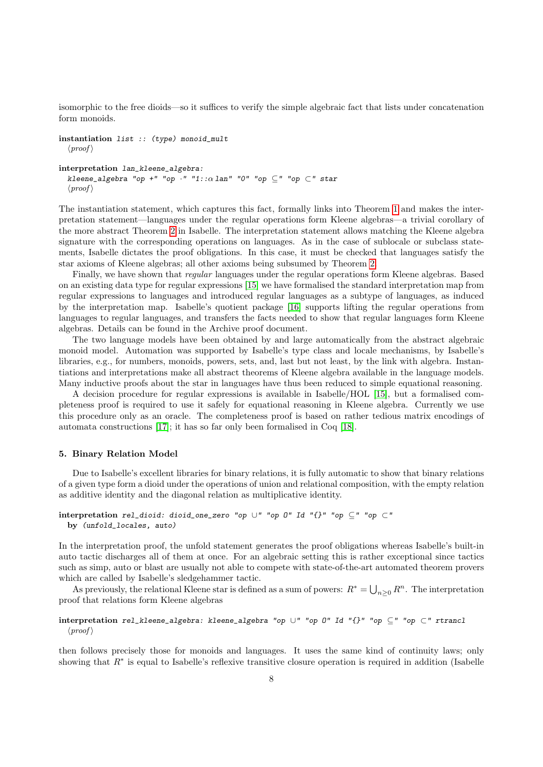isomorphic to the free dioids—so it suffices to verify the simple algebraic fact that lists under concatenation form monoids.

```
instantiation list :: (type) monoid_mult
  ⟨proof⟩

interpretation lan_kleene_algebra:
  kleene_algebra "op +" "op ·" "1::α lan" "0" "op ⊆" "op ⊂" star
  ⟨proof⟩
```

The instantiation statement, which captures this fact, formally links into Theorem 1 and makes the interpretation statement—languages under the regular operations form Kleene algebras—a trivial corollary of the more abstract Theorem 2 in Isabelle. The interpretation statement allows matching the Kleene algebra signature with the corresponding operations on languages. As in the case of sublocale or subclass statements, Isabelle dictates the proof obligations. In this case, it must be checked that languages satisfy the star axioms of Kleene algebras; all other axioms being subsumed by Theorem 2.

Finally, we have shown that *regular* languages under the regular operations form Kleene algebras. Based on an existing data type for regular expressions [15] we have formalised the standard interpretation map from regular expressions to languages and introduced regular languages as a subtype of languages, as induced by the interpretation map. Isabelle's quotient package [16] supports lifting the regular operations from languages to regular languages, and transfers the facts needed to show that regular languages form Kleene algebras. Details can be found in the Archive proof document.

The two language models have been obtained by and large automatically from the abstract algebraic monoid model. Automation was supported by Isabelle's type class and locale mechanisms, by Isabelle's libraries, e.g., for numbers, monoids, powers, sets, and, last but not least, by the link with algebra. Instantiations and interpretations make all abstract theorems of Kleene algebra available in the language models. Many inductive proofs about the star in languages have thus been reduced to simple equational reasoning.

A decision procedure for regular expressions is available in Isabelle/HOL [15], but a formalised completeness proof is required to use it safely for equational reasoning in Kleene algebra. Currently we use this procedure only as an oracle. The completeness proof is based on rather tedious matrix encodings of automata constructions [17]; it has so far only been formalised in Coq [18].

### 5. Binary Relation Model

Due to Isabelle's excellent libraries for binary relations, it is fully automatic to show that binary relations of a given type form a dioid under the operations of union and relational composition, with the empty relation as additive identity and the diagonal relation as multiplicative identity.

```
interpretation rel_dioid: dioid_one_zero "op ∪" "op O" Id "{}" "op ⊆" "op ⊂"
  by (unfold_locales, auto)
```

In the interpretation proof, the unfold statement generates the proof obligations whereas Isabelle's built-in auto tactic discharges all of them at once. For an algebraic setting this is rather exceptional since tactics such as simp, auto or blast are usually not able to compete with state-of-the-art automated theorem provers which are called by Isabelle's sledgehammer tactic.

As previously, the relational Kleene star is defined as a sum of powers: $R^* = \bigcup_{n\geq 0} R^n$. The interpretation proof that relations form Kleene algebras

```
interpretation rel_kleene_algebra: kleene_algebra "op ∪" "op O" Id "{}" "op ⊆" "op ⊂" rtrancl
  ⟨proof⟩
```

then follows precisely those for monoids and languages. It uses the same kind of continuity laws; only showing that $R^*$ is equal to Isabelle's reflexive transitive closure operation is required in addition (Isabelle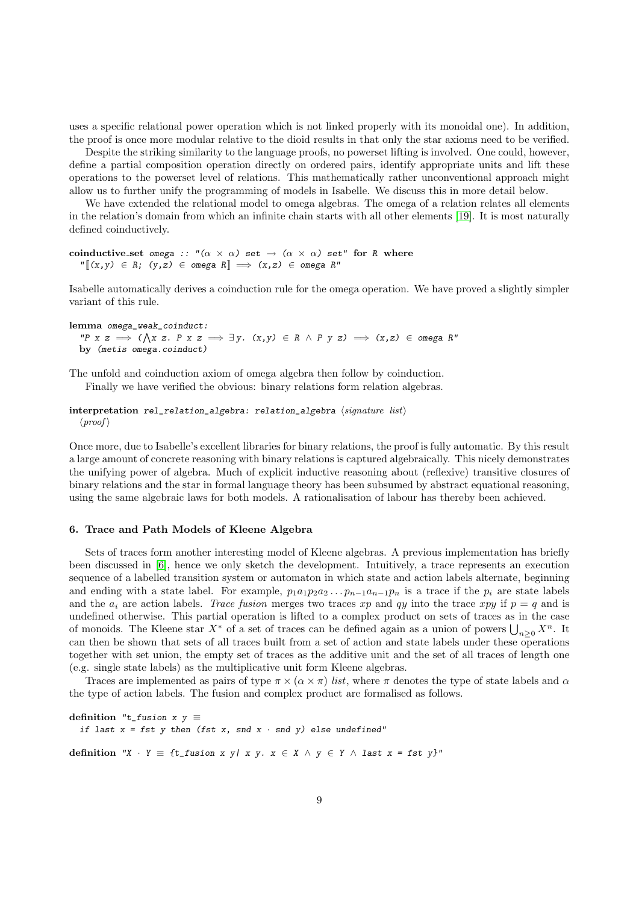uses a specific relational power operation which is not linked properly with its monoidal one). In addition, the proof is once more modular relative to the dioid results in that only the star axioms need to be verified.

Despite the striking similarity to the language proofs, no powerset lifting is involved. One could, however, define a partial composition operation directly on ordered pairs, identify appropriate units and lift these operations to the powerset level of relations. This mathematically rather unconventional approach might allow us to further unify the programming of models in Isabelle. We discuss this in more detail below.

We have extended the relational model to omega algebras. The omega of a relation relates all elements in the relation's domain from which an infinite chain starts with all other elements [19]. It is most naturally defined coinductively.

```
coinductive_set omega :: "(α × α) set → (α × α) set" for R where
  "⟦(x,y) ∈ R; (y,z) ∈ omega R⟧ ⟹ (x,z) ∈ omega R"
```

Isabelle automatically derives a coinduction rule for the omega operation. We have proved a slightly simpler variant of this rule.

```
lemma omega_weak_coinduct:
  "P x z ⟹ (⋀x z. P x z ⟹ ∃y. (x,y) ∈ R ∧ P y z) ⟹ (x,z) ∈ omega R"
  by (metis omega.coinduct)
```

The unfold and coinduction axiom of omega algebra then follow by coinduction.

Finally we have verified the obvious: binary relations form relation algebras.

```
interpretation rel_relation_algebra: relation_algebra ⟨signature list⟩
  ⟨proof⟩
```

Once more, due to Isabelle's excellent libraries for binary relations, the proof is fully automatic. By this result a large amount of concrete reasoning with binary relations is captured algebraically. This nicely demonstrates the unifying power of algebra. Much of explicit inductive reasoning about (reflexive) transitive closures of binary relations and the star in formal language theory has been subsumed by abstract equational reasoning, using the same algebraic laws for both models. A rationalisation of labour has thereby been achieved.

### 6. Trace and Path Models of Kleene Algebra

Sets of traces form another interesting model of Kleene algebras. A previous implementation has briefly been discussed in [6], hence we only sketch the development. Intuitively, a trace represents an execution sequence of a labelled transition system or automaton in which state and action labels alternate, beginning and ending with a state label. For example, $p_1a_1p_2a_2\dots p_{n-1}a_{n-1}p_n$ is a trace if the $p_i$ are state labels and the $a_i$ are action labels. *Trace fusion* merges two traces $xp$ and $qy$ into the trace $xpy$ if $p = q$ and is undefined otherwise. This partial operation is lifted to a complex product on sets of traces as in the case of monoids. The Kleene star $X^*$ of a set of traces can be defined again as a union of powers $\bigcup_{n\geq 0} X^n$. It can then be shown that sets of all traces built from a set of action and state labels under these operations together with set union, the empty set of traces as the additive unit and the set of all traces of length one (e.g. single state labels) as the multiplicative unit form Kleene algebras.

Traces are implemented as pairs of type $\pi \times (\alpha \times \pi)$ *list*, where $\pi$ denotes the type of state labels and $\alpha$ the type of action labels. The fusion and complex product are formalised as follows.

```
definition "t_fusion x y ≡
  if last x = fst y then (fst x, snd x · snd y) else undefined"

definition "X · Y ≡ {t_fusion x y| x y. x ∈ X ∧ y ∈ Y ∧ last x = fst y}"
```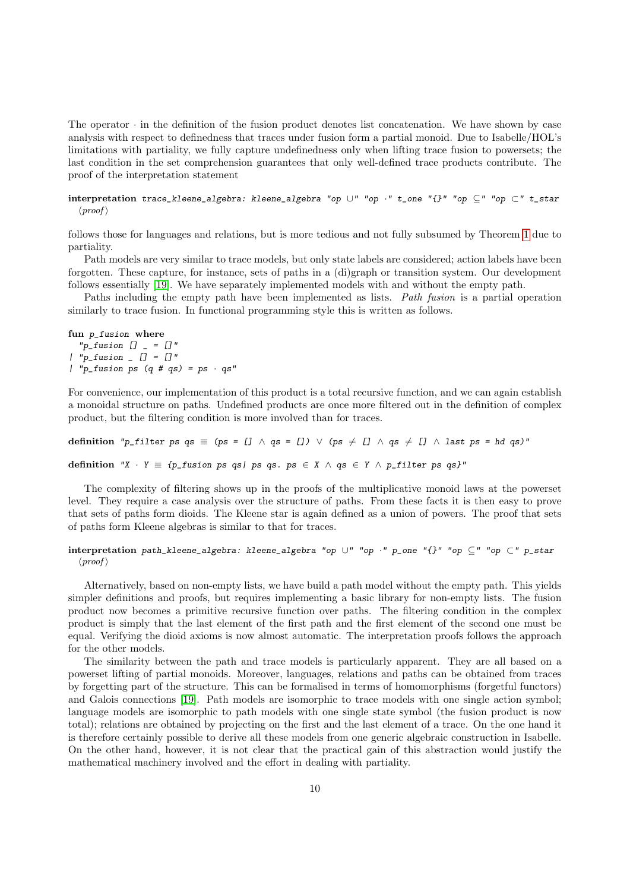The operator $\cdot$ in the definition of the fusion product denotes list concatenation. We have shown by case analysis with respect to definedness that traces under fusion form a partial monoid. Due to Isabelle/HOL's limitations with partiality, we fully capture undefinedness only when lifting trace fusion to powersets; the last condition in the set comprehension guarantees that only well-defined trace products contribute. The proof of the interpretation statement

```
interpretation trace_kleene_algebra: kleene_algebra "op ∪" "op ·" t_one "{}" "op ⊆" "op ⊂" t_star
  ⟨proof⟩
```

follows those for languages and relations, but is more tedious and not fully subsumed by Theorem 1 due to partiality.

Path models are very similar to trace models, but only state labels are considered; action labels have been forgotten. These capture, for instance, sets of paths in a (di)graph or transition system. Our development follows essentially [19]. We have separately implemented models with and without the empty path.

Paths including the empty path have been implemented as lists. *Path fusion* is a partial operation similarly to trace fusion. In functional programming style this is written as follows.

```
fun p_fusion where
  "p_fusion [] _ = []"
| "p_fusion _ [] = []"
| "p_fusion ps (q # qs) = ps · qs"
```

For convenience, our implementation of this product is a total recursive function, and we can again establish a monoidal structure on paths. Undefined products are once more filtered out in the definition of complex product, but the filtering condition is more involved than for traces.

```
definition "p_filter ps qs ≡ (ps = [] ∧ qs = []) ∨ (ps ≠ [] ∧ qs ≠ [] ∧ last ps = hd qs)"

definition "X · Y ≡ {p_fusion ps qs| ps qs. ps ∈ X ∧ qs ∈ Y ∧ p_filter ps qs}"
```

The complexity of filtering shows up in the proofs of the multiplicative monoid laws at the powerset level. They require a case analysis over the structure of paths. From these facts it is then easy to prove that sets of paths form dioids. The Kleene star is again defined as a union of powers. The proof that sets of paths form Kleene algebras is similar to that for traces.

```
interpretation path_kleene_algebra: kleene_algebra "op ∪" "op ·" p_one "{}" "op ⊆" "op ⊂" p_star
  ⟨proof⟩
```

Alternatively, based on non-empty lists, we have build a path model without the empty path. This yields simpler definitions and proofs, but requires implementing a basic library for non-empty lists. The fusion product now becomes a primitive recursive function over paths. The filtering condition in the complex product is simply that the last element of the first path and the first element of the second one must be equal. Verifying the dioid axioms is now almost automatic. The interpretation proofs follows the approach for the other models.

The similarity between the path and trace models is particularly apparent. They are all based on a powerset lifting of partial monoids. Moreover, languages, relations and paths can be obtained from traces by forgetting part of the structure. This can be formalised in terms of homomorphisms (forgetful functors) and Galois connections [19]. Path models are isomorphic to trace models with one single action symbol; language models are isomorphic to path models with one single state symbol (the fusion product is now total); relations are obtained by projecting on the first and the last element of a trace. On the one hand it is therefore certainly possible to derive all these models from one generic algebraic construction in Isabelle. On the other hand, however, it is not clear that the practical gain of this abstraction would justify the mathematical machinery involved and the effort in dealing with partiality.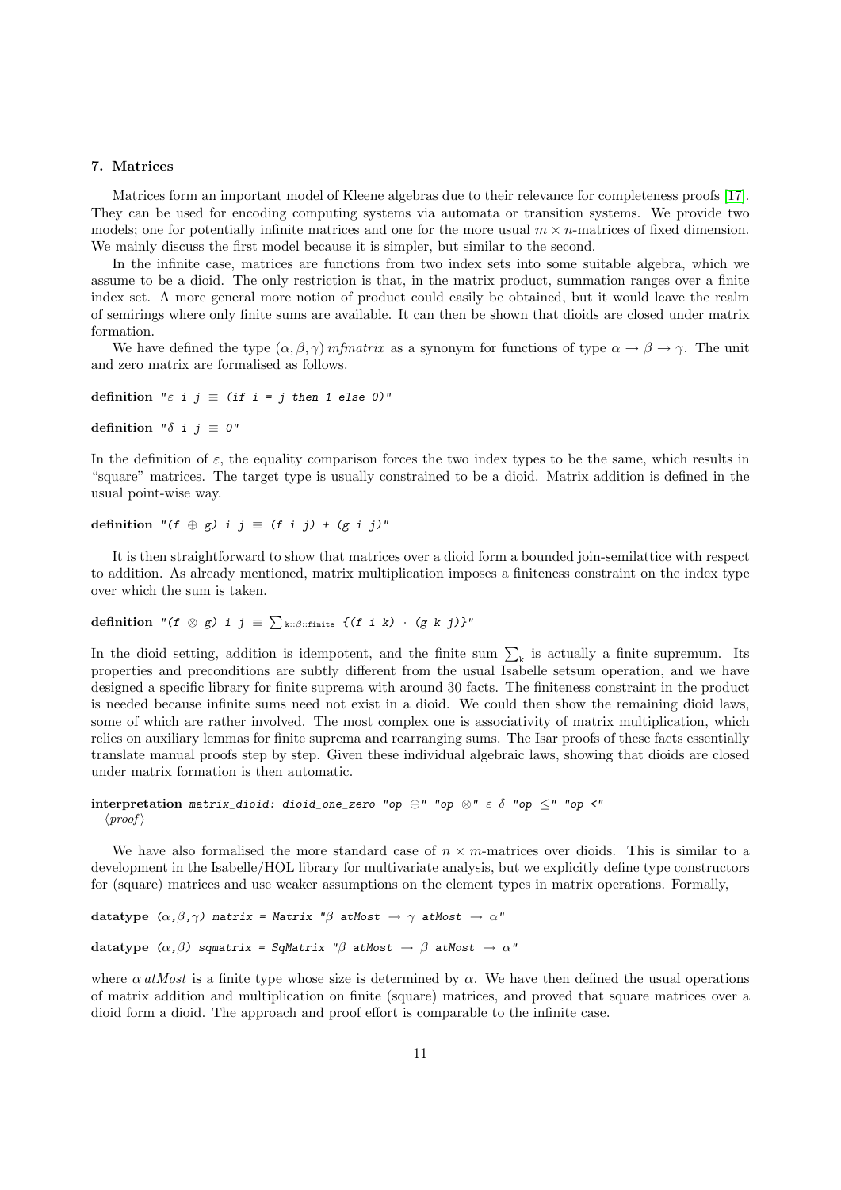## 7. Matrices

Matrices form an important model of Kleene algebras due to their relevance for completeness proofs [17]. They can be used for encoding computing systems via automata or transition systems. We provide two models; one for potentially infinite matrices and one for the more usual $m \times n$-matrices of fixed dimension. We mainly discuss the first model because it is simpler, but similar to the second.

In the infinite case, matrices are functions from two index sets into some suitable algebra, which we assume to be a dioid. The only restriction is that, in the matrix product, summation ranges over a finite index set. A more general more notion of product could easily be obtained, but it would leave the realm of semirings where only finite sums are available. It can then be shown that dioids are closed under matrix formation.

We have defined the type $(\alpha, \beta, \gamma)$ *infmatrix* as a synonym for functions of type $\alpha \to \beta \to \gamma$. The unit and zero matrix are formalised as follows.

```
definition "ε i j ≡ (if i = j then 1 else 0)"

definition "δ i j ≡ 0"
```

In the definition of $\varepsilon$, the equality comparison forces the two index types to be the same, which results in "square" matrices. The target type is usually constrained to be a dioid. Matrix addition is defined in the usual point-wise way.

```
definition "(f ⊕ g) i j ≡ (f i j) + (g i j)"
```

It is then straightforward to show that matrices over a dioid form a bounded join-semilattice with respect to addition. As already mentioned, matrix multiplication imposes a finiteness constraint on the index type over which the sum is taken.

```
definition "(f ⊗ g) i j ≡ ∑_{k::β::finite} {(f i k) · (g k j)}"
```

In the dioid setting, addition is idempotent, and the finite sum $\sum_{k}$ is actually a finite supremum. Its properties and preconditions are subtly different from the usual Isabelle setsum operation, and we have designed a specific library for finite suprema with around 30 facts. The finiteness constraint in the product is needed because infinite sums need not exist in a dioid. We could then show the remaining dioid laws, some of which are rather involved. The most complex one is associativity of matrix multiplication, which relies on auxiliary lemmas for finite suprema and rearranging sums. The Isar proofs of these facts essentially translate manual proofs step by step. Given these individual algebraic laws, showing that dioids are closed under matrix formation is then automatic.

```
interpretation matrix_dioid: dioid_one_zero "op ⊕" "op ⊗" ε δ "op ≤" "op <"
  ⟨proof⟩
```

We have also formalised the more standard case of $n \times m$-matrices over dioids. This is similar to a development in the Isabelle/HOL library for multivariate analysis, but we explicitly define type constructors for (square) matrices and use weaker assumptions on the element types in matrix operations. Formally,

```
datatype (α,β,γ) matrix = Matrix "β atMost → γ atMost → α"

datatype (α,β) sqmatrix = SqMatrix "β atMost → β atMost → α"
```

where $\alpha$ *atMost* is a finite type whose size is determined by $\alpha$. We have then defined the usual operations of matrix addition and multiplication on finite (square) matrices, and proved that square matrices over a dioid form a dioid. The approach and proof effort is comparable to the infinite case.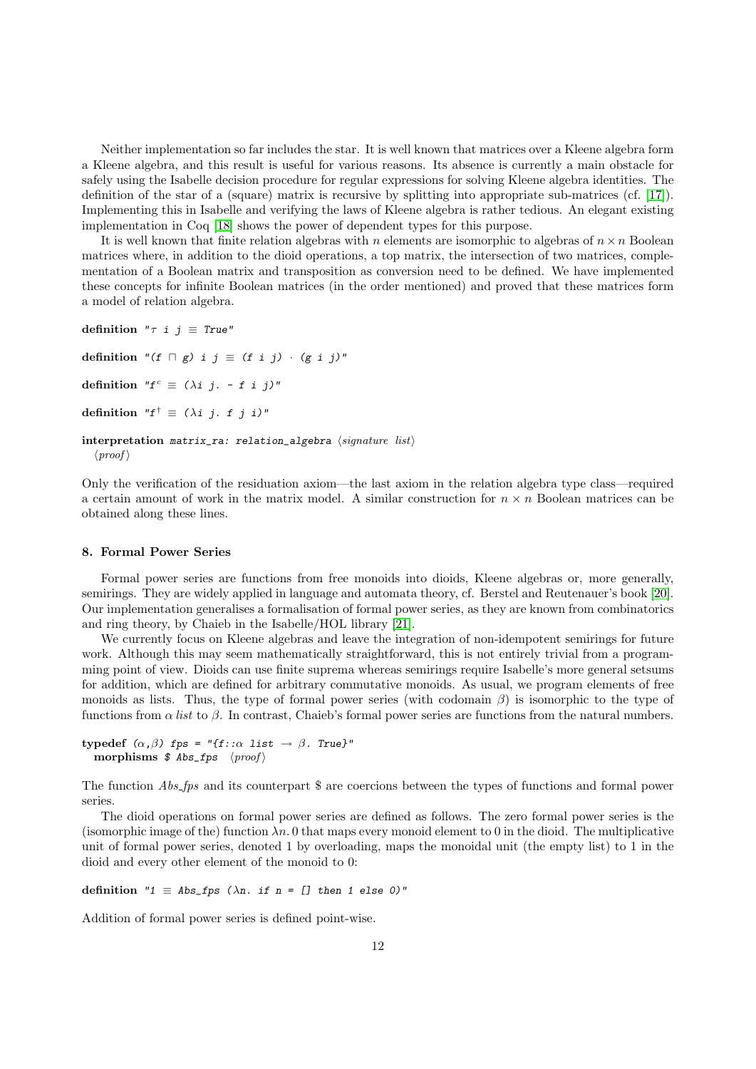Neither implementation so far includes the star. It is well known that matrices over a Kleene algebra form a Kleene algebra, and this result is useful for various reasons. Its absence is currently a main obstacle for safely using the Isabelle decision procedure for regular expressions for solving Kleene algebra identities. The definition of the star of a (square) matrix is recursive by splitting into appropriate sub-matrices (cf. [17]). Implementing this in Isabelle and verifying the laws of Kleene algebra is rather tedious. An elegant existing implementation in Coq [18] shows the power of dependent types for this purpose.

It is well known that finite relation algebras with $n$ elements are isomorphic to algebras of $n \times n$ Boolean matrices where, in addition to the dioid operations, a top matrix, the intersection of two matrices, complementation of a Boolean matrix and transposition as conversion need to be defined. We have implemented these concepts for infinite Boolean matrices (in the order mentioned) and proved that these matrices form a model of relation algebra.

```
definition "τ i j ≡ True"

definition "(f ⊓ g) i j ≡ (f i j) · (g i j)"

definition "f^c ≡ (λi j. - f i j)"

definition "f^† ≡ (λi j. f j i)"

interpretation matrix_ra: relation_algebra ⟨signature list⟩
  ⟨proof⟩
```

Only the verification of the residuation axiom—the last axiom in the relation algebra type class—required a certain amount of work in the matrix model. A similar construction for $n \times n$ Boolean matrices can be obtained along these lines.

## 8. Formal Power Series

Formal power series are functions from free monoids into dioids, Kleene algebras or, more generally, semirings. They are widely applied in language and automata theory, cf. Berstel and Reutenauer's book [20]. Our implementation generalises a formalisation of formal power series, as they are known from combinatorics and ring theory, by Chaieb in the Isabelle/HOL library [21].

We currently focus on Kleene algebras and leave the integration of non-idempotent semirings for future work. Although this may seem mathematically straightforward, this is not entirely trivial from a programming point of view. Dioids can use finite suprema whereas semirings require Isabelle's more general setsums for addition, which are defined for arbitrary commutative monoids. As usual, we program elements of free monoids as lists. Thus, the type of formal power series (with codomain $\beta$) is isomorphic to the type of functions from $\alpha$ *list* to $\beta$. In contrast, Chaieb's formal power series are functions from the natural numbers.

```
typedef (α,β) fps = "{f::α list → β. True}"
  morphisms $ Abs_fps  ⟨proof⟩
```

The function *Abs_fps* and its counterpart \$ are coercions between the types of functions and formal power series.

The dioid operations on formal power series are defined as follows. The zero formal power series is the (isomorphic image of the) function $\lambda n. 0$ that maps every monoid element to 0 in the dioid. The multiplicative unit of formal power series, denoted 1 by overloading, maps the monoidal unit (the empty list) to 1 in the dioid and every other element of the monoid to 0:

```
definition "1 ≡ Abs_fps (λn. if n = [] then 1 else 0)"
```

Addition of formal power series is defined point-wise.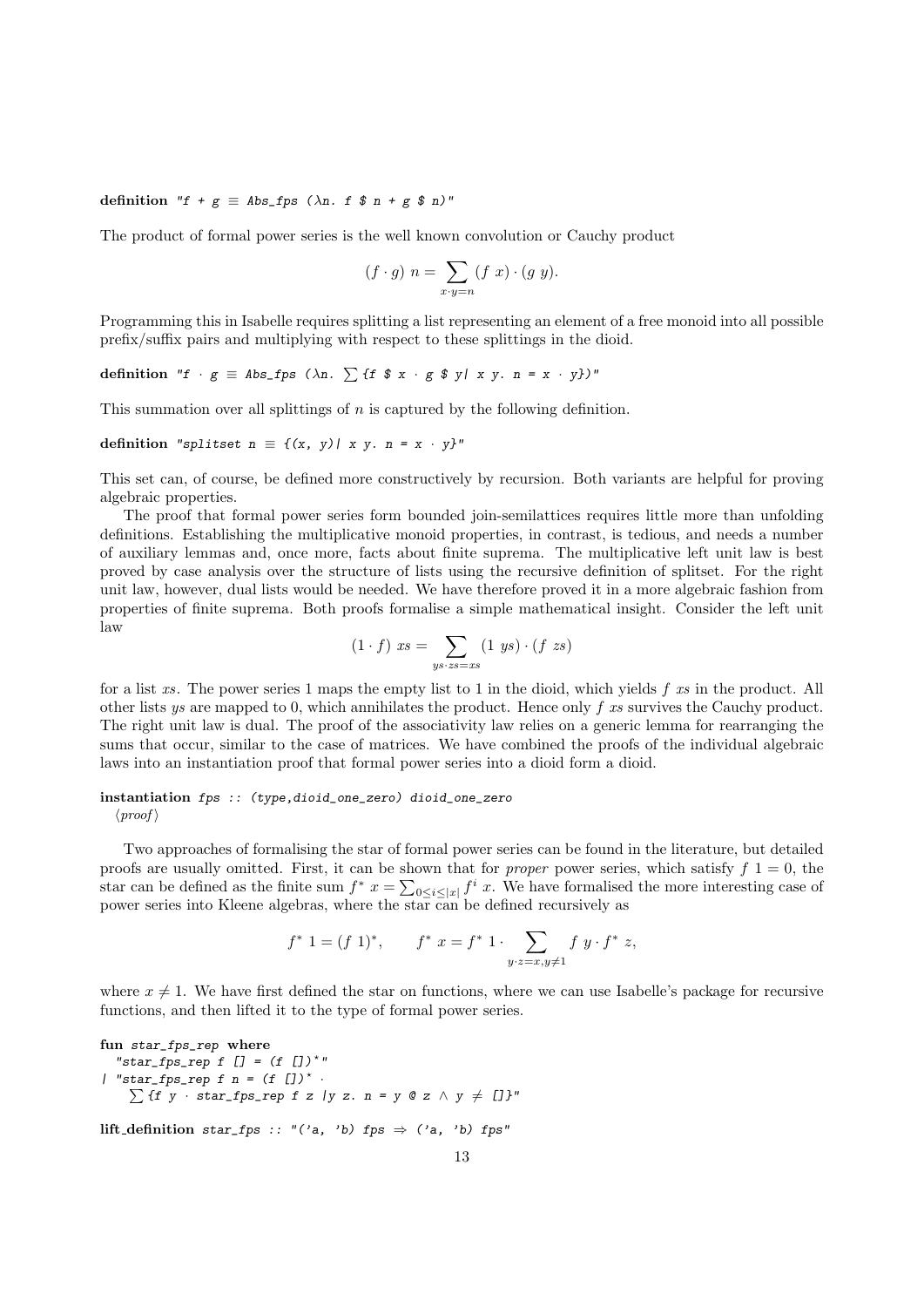**definition** "f + g ≡ Abs_fps (λn. f $ n + g $ n)"

The product of formal power series is the well known convolution or Cauchy product

$$(f \cdot g)\ n = \sum_{x \cdot y = n} (f\ x) \cdot (g\ y).$$

Programming this in Isabelle requires splitting a list representing an element of a free monoid into all possible prefix/suffix pairs and multiplying with respect to these splittings in the dioid.

**definition** "f · g ≡ Abs_fps (λn. ∑{f $ x · g $ y| x y. n = x · y})"

This summation over all splittings of $n$ is captured by the following definition.

**definition** "splitset n ≡ {(x, y)| x y. n = x · y}"

This set can, of course, be defined more constructively by recursion. Both variants are helpful for proving algebraic properties.

The proof that formal power series form bounded join-semilattices requires little more than unfolding definitions. Establishing the multiplicative monoid properties, in contrast, is tedious, and needs a number of auxiliary lemmas and, once more, facts about finite suprema. The multiplicative left unit law is best proved by case analysis over the structure of lists using the recursive definition of splitset. For the right unit law, however, dual lists would be needed. We have therefore proved it in a more algebraic fashion from properties of finite suprema. Both proofs formalise a simple mathematical insight. Consider the left unit law

$$(1 \cdot f)\ xs = \sum_{ys \cdot zs = xs} (1\ ys) \cdot (f\ zs)$$

for a list $xs$. The power series 1 maps the empty list to 1 in the dioid, which yields $f\ xs$ in the product. All other lists $ys$ are mapped to 0, which annihilates the product. Hence only $f\ xs$ survives the Cauchy product. The right unit law is dual. The proof of the associativity law relies on a generic lemma for rearranging the sums that occur, similar to the case of matrices. We have combined the proofs of the individual algebraic laws into an instantiation proof that formal power series into a dioid form a dioid.

**instantiation** fps :: (type,dioid_one_zero) dioid_one_zero
⟨proof⟩

Two approaches of formalising the star of formal power series can be found in the literature, but detailed proofs are usually omitted. First, it can be shown that for *proper* power series, which satisfy $f\ 1 = 0$, the star can be defined as the finite sum $f^*\ x = \sum_{0 \le i \le |x|} f^i\ x$. We have formalised the more interesting case of power series into Kleene algebras, where the star can be defined recursively as

$$f^*\ 1 = (f\ 1)^*, \qquad f^*\ x = f^*\ 1 \cdot \sum_{y \cdot z = x, y \neq 1} f\ y \cdot f^*\ z,$$

where $x \neq 1$. We have first defined the star on functions, where we can use Isabelle's package for recursive functions, and then lifted it to the type of formal power series.

```
fun star_fps_rep where
  "star_fps_rep f [] = (f [])*"
| "star_fps_rep f n = (f [])* ·
    ∑{f y · star_fps_rep f z |y z. n = y @ z ∧ y ≠ []}"
```

**lift_definition** star_fps :: "('a, 'b) fps ⇒ ('a, 'b) fps"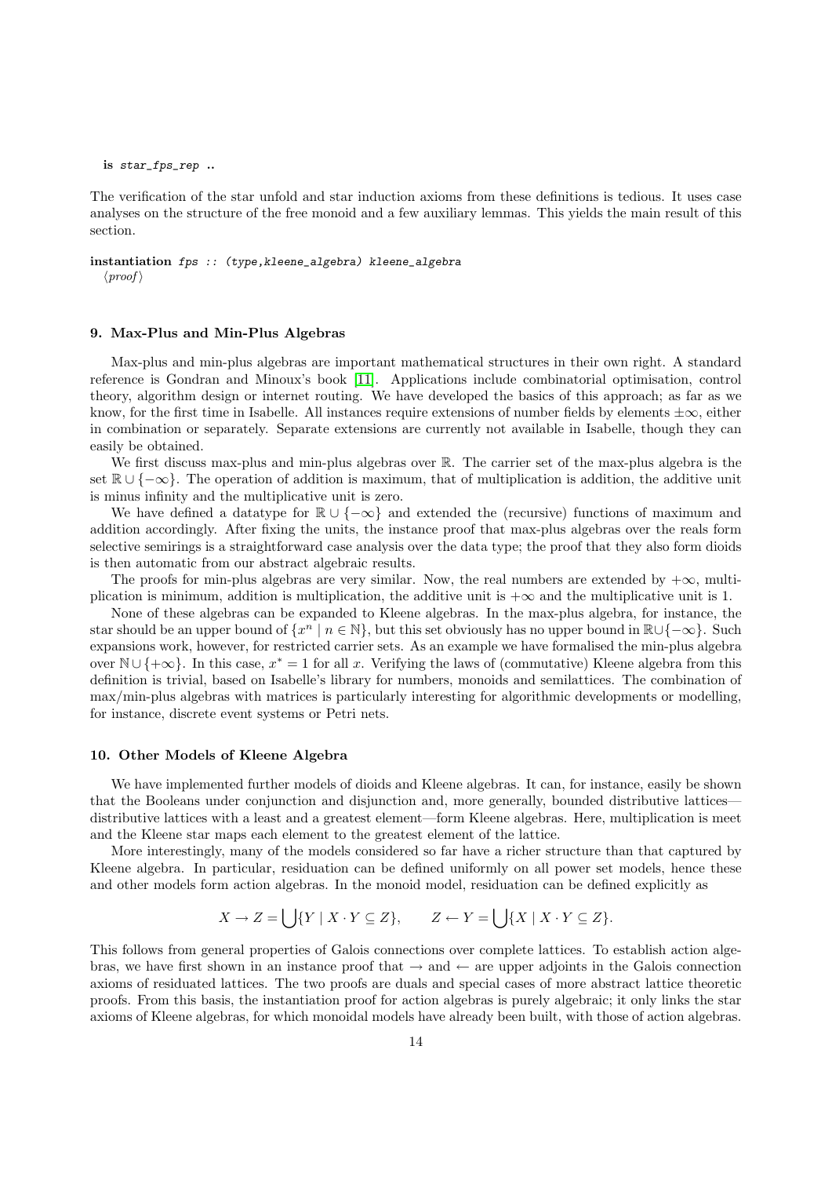```
  is star_fps_rep ..
```

The verification of the star unfold and star induction axioms from these definitions is tedious. It uses case analyses on the structure of the free monoid and a few auxiliary lemmas. This yields the main result of this section.

```
instantiation fps :: (type,kleene_algebra) kleene_algebra
  ⟨proof⟩
```

### 9. Max-Plus and Min-Plus Algebras

Max-plus and min-plus algebras are important mathematical structures in their own right. A standard reference is Gondran and Minoux's book [11]. Applications include combinatorial optimisation, control theory, algorithm design or internet routing. We have developed the basics of this approach; as far as we know, for the first time in Isabelle. All instances require extensions of number fields by elements $\pm\infty$, either in combination or separately. Separate extensions are currently not available in Isabelle, though they can easily be obtained.

We first discuss max-plus and min-plus algebras over $\mathbb{R}$. The carrier set of the max-plus algebra is the set $\mathbb{R} \cup \{-\infty\}$. The operation of addition is maximum, that of multiplication is addition, the additive unit is minus infinity and the multiplicative unit is zero.

We have defined a datatype for $\mathbb{R} \cup \{-\infty\}$ and extended the (recursive) functions of maximum and addition accordingly. After fixing the units, the instance proof that max-plus algebras over the reals form selective semirings is a straightforward case analysis over the data type; the proof that they also form dioids is then automatic from our abstract algebraic results.

The proofs for min-plus algebras are very similar. Now, the real numbers are extended by $+\infty$, multiplication is minimum, addition is multiplication, the additive unit is $+\infty$ and the multiplicative unit is 1.

None of these algebras can be expanded to Kleene algebras. In the max-plus algebra, for instance, the star should be an upper bound of $\{x^n \mid n \in \mathbb{N}\}$, but this set obviously has no upper bound in $\mathbb{R}\cup\{-\infty\}$. Such expansions work, however, for restricted carrier sets. As an example we have formalised the min-plus algebra over $\mathbb{N}\cup\{+\infty\}$. In this case, $x^* = 1$ for all $x$. Verifying the laws of (commutative) Kleene algebra from this definition is trivial, based on Isabelle's library for numbers, monoids and semilattices. The combination of max/min-plus algebras with matrices is particularly interesting for algorithmic developments or modelling, for instance, discrete event systems or Petri nets.

### 10. Other Models of Kleene Algebra

We have implemented further models of dioids and Kleene algebras. It can, for instance, easily be shown that the Booleans under conjunction and disjunction and, more generally, bounded distributive lattices—distributive lattices with a least and a greatest element—form Kleene algebras. Here, multiplication is meet and the Kleene star maps each element to the greatest element of the lattice.

More interestingly, many of the models considered so far have a richer structure than that captured by Kleene algebra. In particular, residuation can be defined uniformly on all power set models, hence these and other models form action algebras. In the monoid model, residuation can be defined explicitly as

$$X \to Z = \bigcup\{Y \mid X \cdot Y \subseteq Z\}, \qquad Z \leftarrow Y = \bigcup\{X \mid X \cdot Y \subseteq Z\}.$$

This follows from general properties of Galois connections over complete lattices. To establish action algebras, we have first shown in an instance proof that $\to$ and $\leftarrow$ are upper adjoints in the Galois connection axioms of residuated lattices. The two proofs are duals and special cases of more abstract lattice theoretic proofs. From this basis, the instantiation proof for action algebras is purely algebraic; it only links the star axioms of Kleene algebras, for which monoidal models have already been built, with those of action algebras.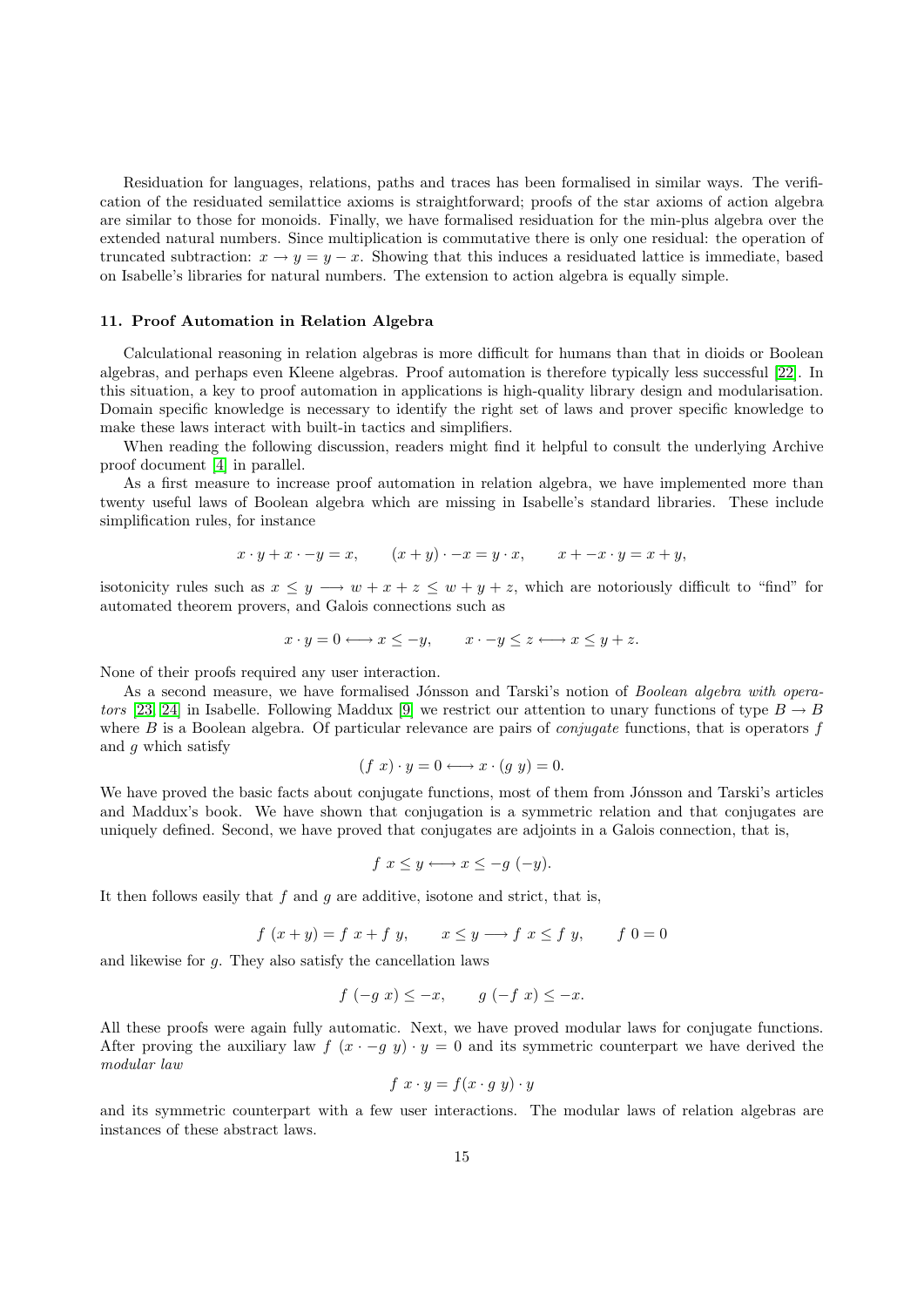Residuation for languages, relations, paths and traces has been formalised in similar ways. The verification of the residuated semilattice axioms is straightforward; proofs of the star axioms of action algebra are similar to those for monoids. Finally, we have formalised residuation for the min-plus algebra over the extended natural numbers. Since multiplication is commutative there is only one residual: the operation of truncated subtraction: $x \to y = y - x$. Showing that this induces a residuated lattice is immediate, based on Isabelle's libraries for natural numbers. The extension to action algebra is equally simple.

### 11. Proof Automation in Relation Algebra

Calculational reasoning in relation algebras is more difficult for humans than that in dioids or Boolean algebras, and perhaps even Kleene algebras. Proof automation is therefore typically less successful [22]. In this situation, a key to proof automation in applications is high-quality library design and modularisation. Domain specific knowledge is necessary to identify the right set of laws and prover specific knowledge to make these laws interact with built-in tactics and simplifiers.

When reading the following discussion, readers might find it helpful to consult the underlying Archive proof document [4] in parallel.

As a first measure to increase proof automation in relation algebra, we have implemented more than twenty useful laws of Boolean algebra which are missing in Isabelle's standard libraries. These include simplification rules, for instance

$$x \cdot y + x \cdot -y = x, \qquad (x + y) \cdot -x = y \cdot x, \qquad x + -x \cdot y = x + y,$$

isotonicity rules such as $x \leq y \longrightarrow w + x + z \leq w + y + z$, which are notoriously difficult to "find" for automated theorem provers, and Galois connections such as

$$x \cdot y = 0 \longleftrightarrow x \leq -y, \qquad x \cdot -y \leq z \longleftrightarrow x \leq y + z.$$

None of their proofs required any user interaction.

As a second measure, we have formalised Jónsson and Tarski's notion of *Boolean algebra with operators* [23, 24] in Isabelle. Following Maddux [9] we restrict our attention to unary functions of type $B \to B$ where $B$ is a Boolean algebra. Of particular relevance are pairs of *conjugate* functions, that is operators $f$ and $g$ which satisfy

$$(f\ x) \cdot y = 0 \longleftrightarrow x \cdot (g\ y) = 0.$$

We have proved the basic facts about conjugate functions, most of them from Jónsson and Tarski's articles and Maddux's book. We have shown that conjugation is a symmetric relation and that conjugates are uniquely defined. Second, we have proved that conjugates are adjoints in a Galois connection, that is,

$$f\ x \leq y \longleftrightarrow x \leq -g\ (-y).$$

It then follows easily that $f$ and $g$ are additive, isotone and strict, that is,

$$f\ (x + y) = f\ x + f\ y, \qquad x \leq y \longrightarrow f\ x \leq f\ y, \qquad f\ 0 = 0$$

and likewise for $g$. They also satisfy the cancellation laws

$$f\ (-g\ x) \leq -x, \qquad g\ (-f\ x) \leq -x.$$

All these proofs were again fully automatic. Next, we have proved modular laws for conjugate functions. After proving the auxiliary law $f\ (x \cdot -g\ y) \cdot y = 0$ and its symmetric counterpart we have derived the *modular law*

$$f\ x \cdot y = f(x \cdot g\ y) \cdot y$$

and its symmetric counterpart with a few user interactions. The modular laws of relation algebras are instances of these abstract laws.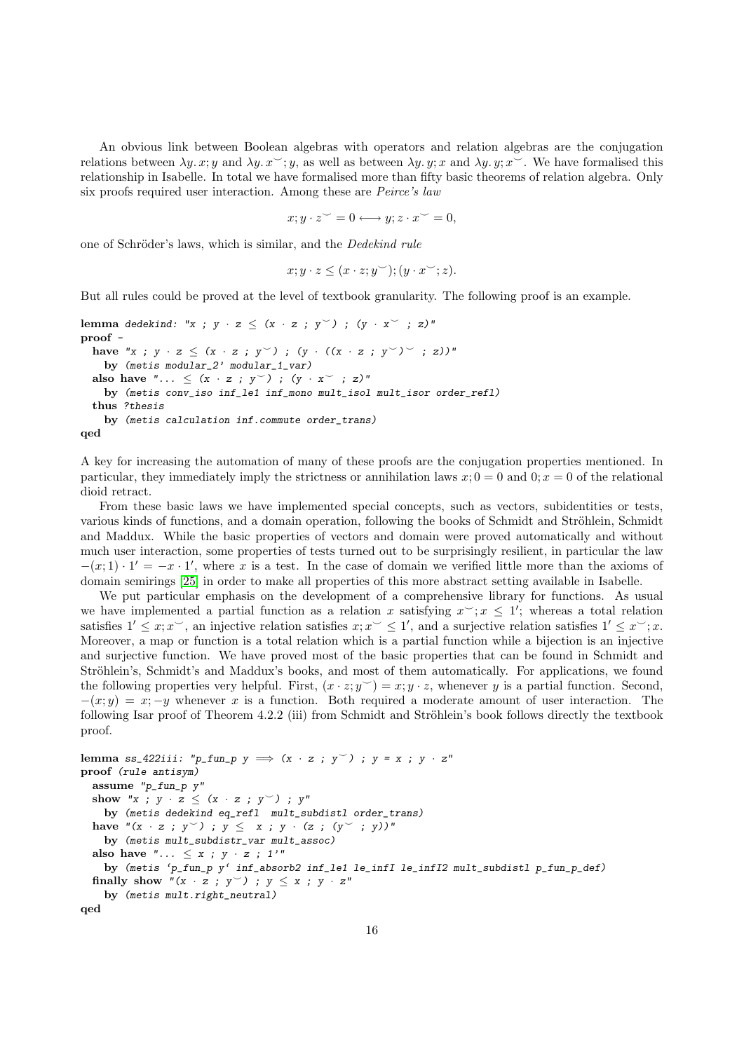An obvious link between Boolean algebras with operators and relation algebras are the conjugation relations between $\lambda y. x; y$ and $\lambda y. x^{\smile}; y$, as well as between $\lambda y. y; x$ and $\lambda y. y; x^{\smile}$. We have formalised this relationship in Isabelle. In total we have formalised more than fifty basic theorems of relation algebra. Only six proofs required user interaction. Among these are *Peirce's law*

$$x; y \cdot z^{\smile} = 0 \longleftrightarrow y; z \cdot x^{\smile} = 0,$$

one of Schröder's laws, which is similar, and the *Dedekind rule*

$$x; y \cdot z \leq (x \cdot z; y^{\smile}); (y \cdot x^{\smile}; z).$$

But all rules could be proved at the level of textbook granularity. The following proof is an example.

```
lemma dedekind: "x ; y · z ≤ (x · z ; y˘) ; (y · x˘ ; z)"
proof -
  have "x ; y · z ≤ (x · z ; y˘) ; (y · ((x · z ; y˘)˘ ; z))"
    by (metis modular_2' modular_1_var)
  also have "... ≤ (x · z ; y˘) ; (y · x˘ ; z)"
    by (metis conv_iso inf_le1 inf_mono mult_isol mult_isor order_refl)
  thus ?thesis
    by (metis calculation inf.commute order_trans)
qed
```

A key for increasing the automation of many of these proofs are the conjugation properties mentioned. In particular, they immediately imply the strictness or annihilation laws $x; 0 = 0$ and $0; x = 0$ of the relational dioid retract.

From these basic laws we have implemented special concepts, such as vectors, subidentities or tests, various kinds of functions, and a domain operation, following the books of Schmidt and Ströhlein, Schmidt and Maddux. While the basic properties of vectors and domain were proved automatically and without much user interaction, some properties of tests turned out to be surprisingly resilient, in particular the law $-(x; 1) \cdot 1' = -x \cdot 1'$, where $x$ is a test. In the case of domain we verified little more than the axioms of domain semirings [25] in order to make all properties of this more abstract setting available in Isabelle.

We put particular emphasis on the development of a comprehensive library for functions. As usual we have implemented a partial function as a relation $x$ satisfying $x^{\smile}; x \leq 1'$; whereas a total relation satisfies $1' \leq x; x^{\smile}$, an injective relation satisfies $x; x^{\smile} \leq 1'$, and a surjective relation satisfies $1' \leq x^{\smile}; x$. Moreover, a map or function is a total relation which is a partial function while a bijection is an injective and surjective function. We have proved most of the basic properties that can be found in Schmidt and Ströhlein's, Schmidt's and Maddux's books, and most of them automatically. For applications, we found the following properties very helpful. First, $(x \cdot z; y^{\smile}) = x; y \cdot z$, whenever $y$ is a partial function. Second, $-(x; y) = x; -y$ whenever $x$ is a function. Both required a moderate amount of user interaction. The following Isar proof of Theorem 4.2.2 (iii) from Schmidt and Ströhlein's book follows directly the textbook proof.

```
lemma ss_422iii: "p_fun_p y ⟹ (x · z ; y˘) ; y = x ; y · z"
proof (rule antisym)
  assume "p_fun_p y"
  show "x ; y · z ≤ (x · z ; y˘) ; y"
    by (metis dedekind eq_refl  mult_subdistl order_trans)
  have "(x · z ; y˘) ; y ≤  x ; y · (z ; (y˘ ; y))"
    by (metis mult_subdistr_var mult_assoc)
  also have "... ≤ x ; y · z ; 1'"
    by (metis `p_fun_p y` inf_absorb2 inf_le1 le_infI le_infI2 mult_subdistl p_fun_p_def)
  finally show "(x · z ; y˘) ; y ≤ x ; y · z"
    by (metis mult.right_neutral)
qed
```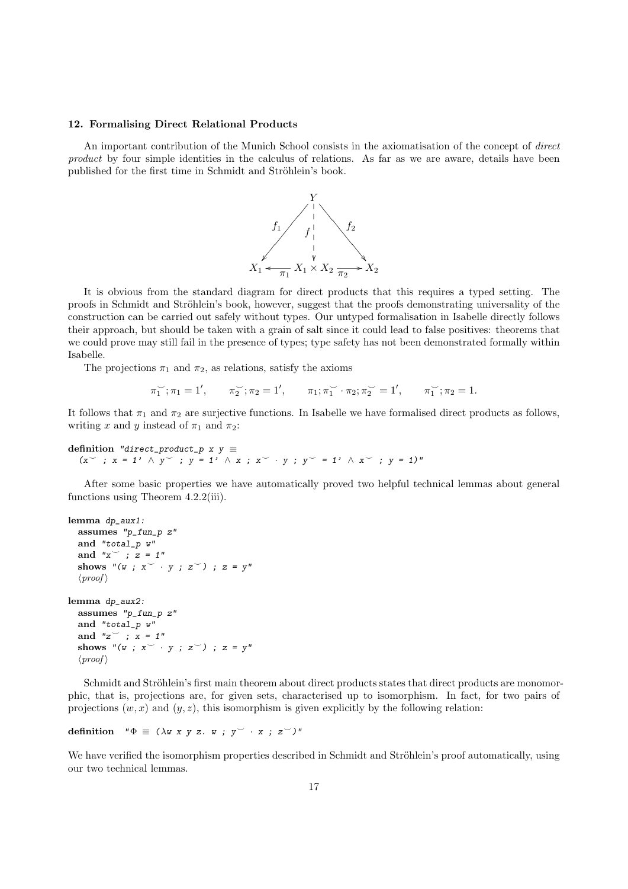## 12. Formalising Direct Relational Products

An important contribution of the Munich School consists in the axiomatisation of the concept of *direct product* by four simple identities in the calculus of relations. As far as we are aware, details have been published for the first time in Schmidt and Ströhlein's book.

$$
\begin{array}{ccccc}
 & & Y & & \\
 & \swarrow^{f_1} & \downarrow^{f} & \searrow^{f_2} & \\
X_1 & \xleftarrow{\pi_1} & X_1 \times X_2 & \xrightarrow{\pi_2} & X_2
\end{array}
$$

It is obvious from the standard diagram for direct products that this requires a typed setting. The proofs in Schmidt and Ströhlein's book, however, suggest that the proofs demonstrating universality of the construction can be carried out safely without types. Our untyped formalisation in Isabelle directly follows their approach, but should be taken with a grain of salt since it could lead to false positives: theorems that we could prove may still fail in the presence of types; type safety has not been demonstrated formally within Isabelle.

The projections $\pi_1$ and $\pi_2$, as relations, satisfy the axioms

$$\pi_1^{\smile};\pi_1 = 1', \qquad \pi_2^{\smile};\pi_2 = 1', \qquad \pi_1;\pi_1^{\smile} \cdot \pi_2;\pi_2^{\smile} = 1', \qquad \pi_1^{\smile};\pi_2 = 1.$$

It follows that $\pi_1$ and $\pi_2$ are surjective functions. In Isabelle we have formalised direct products as follows, writing $x$ and $y$ instead of $\pi_1$ and $\pi_2$:

```
definition "direct_product_p x y ≡
  (x⌣ ; x = 1' ∧ y⌣ ; y = 1' ∧ x ; x⌣ · y ; y⌣ = 1' ∧ x⌣ ; y = 1)"
```

After some basic properties we have automatically proved two helpful technical lemmas about general functions using Theorem 4.2.2(iii).

```
lemma dp_aux1:
  assumes "p_fun_p z"
  and "total_p w"
  and "x⌣ ; z = 1"
  shows "(w ; x⌣ · y ; z⌣) ; z = y"
  ⟨proof⟩

lemma dp_aux2:
  assumes "p_fun_p z"
  and "total_p w"
  and "z⌣ ; x = 1"
  shows "(w ; x⌣ · y ; z⌣) ; z = y"
  ⟨proof⟩
```

Schmidt and Ströhlein's first main theorem about direct products states that direct products are monomorphic, that is, projections are, for given sets, characterised up to isomorphism. In fact, for two pairs of projections $(w, x)$ and $(y, z)$, this isomorphism is given explicitly by the following relation:

```
definition "Φ ≡ (λw x y z. w ; y⌣ · x ; z⌣)"
```

We have verified the isomorphism properties described in Schmidt and Ströhlein's proof automatically, using our two technical lemmas.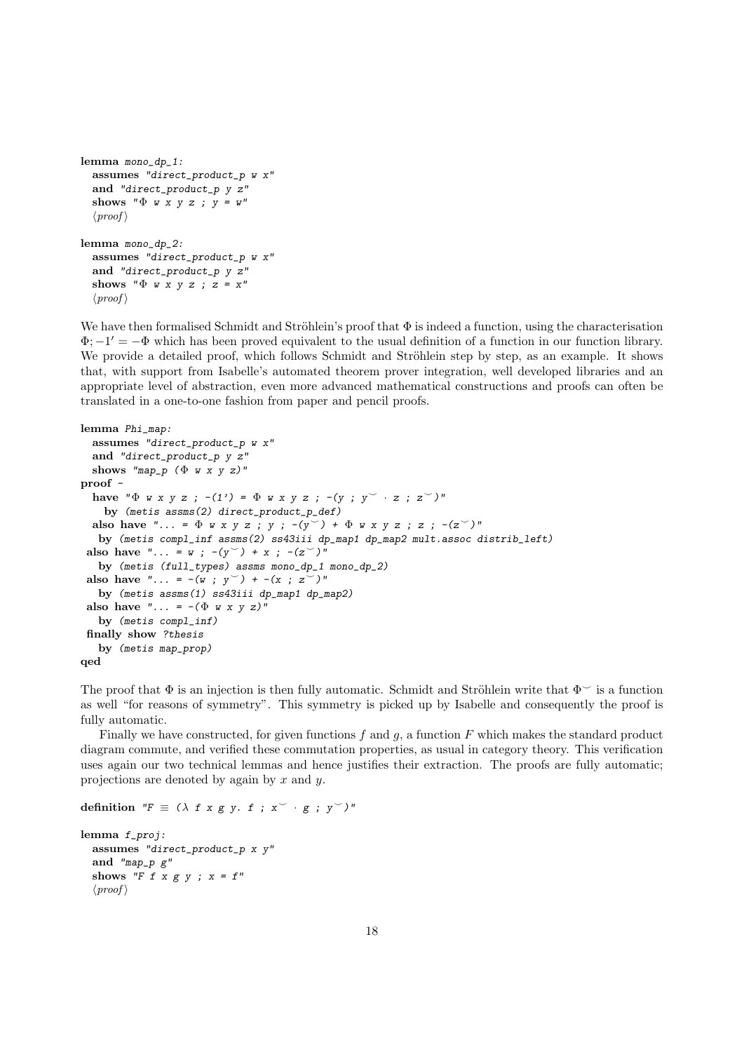```
lemma mono_dp_1:
  assumes "direct_product_p w x"
  and "direct_product_p y z"
  shows "Φ w x y z ; y = w"
  ⟨proof⟩

lemma mono_dp_2:
  assumes "direct_product_p w x"
  and "direct_product_p y z"
  shows "Φ w x y z ; z = x"
  ⟨proof⟩
```

We have then formalised Schmidt and Ströhlein's proof that $\Phi$ is indeed a function, using the characterisation $\Phi; -1' = -\Phi$ which has been proved equivalent to the usual definition of a function in our function library. We provide a detailed proof, which follows Schmidt and Ströhlein step by step, as an example. It shows that, with support from Isabelle's automated theorem prover integration, well developed libraries and an appropriate level of abstraction, even more advanced mathematical constructions and proofs can often be translated in a one-to-one fashion from paper and pencil proofs.

```
lemma Phi_map:
  assumes "direct_product_p w x"
  and "direct_product_p y z"
  shows "map_p (Φ w x y z)"
proof -
  have "Φ w x y z ; -(1') = Φ w x y z ; -(y ; y˘ · z ; z˘)"
    by (metis assms(2) direct_product_p_def)
  also have "... = Φ w x y z ; y ; -(y˘) + Φ w x y z ; z ; -(z˘)"
   by (metis compl_inf assms(2) ss43iii dp_map1 dp_map2 mult.assoc distrib_left)
 also have "... = w ; -(y˘) + x ; -(z˘)"
   by (metis (full_types) assms mono_dp_1 mono_dp_2)
 also have "... = -(w ; y˘) + -(x ; z˘)"
   by (metis assms(1) ss43iii dp_map1 dp_map2)
 also have "... = -(Φ w x y z)"
   by (metis compl_inf)
 finally show ?thesis
   by (metis map_prop)
qed
```

The proof that $\Phi$ is an injection is then fully automatic. Schmidt and Ströhlein write that $\Phi^{\smile}$ is a function as well "for reasons of symmetry". This symmetry is picked up by Isabelle and consequently the proof is fully automatic.

Finally we have constructed, for given functions $f$ and $g$, a function $F$ which makes the standard product diagram commute, and verified these commutation properties, as usual in category theory. This verification uses again our two technical lemmas and hence justifies their extraction. The proofs are fully automatic; projections are denoted by again by $x$ and $y$.

```
definition "F ≡ (λ f x g y. f ; x˘ · g ; y˘)"

lemma f_proj:
  assumes "direct_product_p x y"
  and "map_p g"
  shows "F f x g y ; x = f"
  ⟨proof⟩
```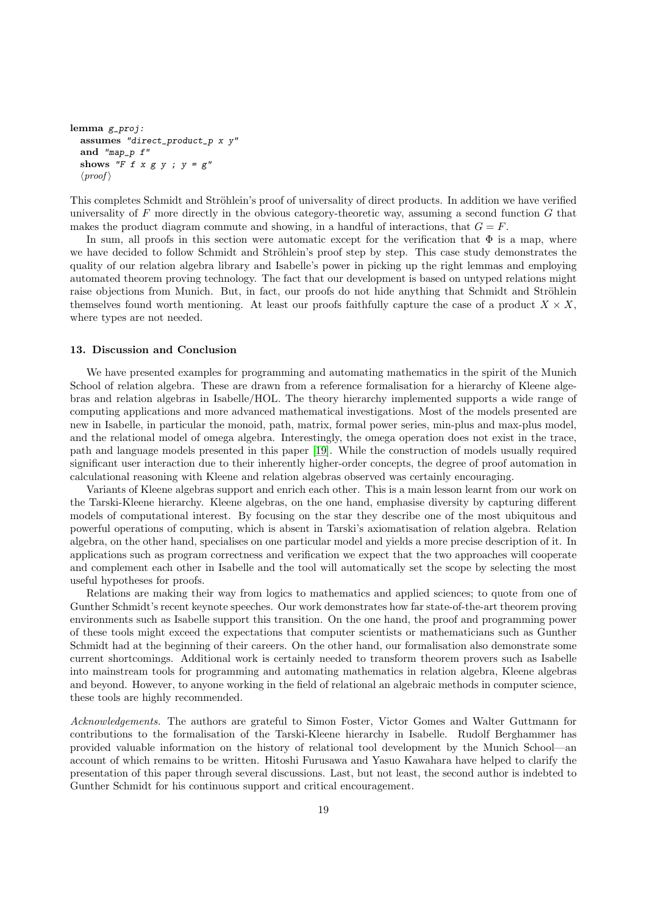```
lemma g_proj:
  assumes "direct_product_p x y"
  and "map_p f"
  shows "F f x g y ; y = g"
  ⟨proof⟩
```

This completes Schmidt and Ströhlein's proof of universality of direct products. In addition we have verified universality of $F$ more directly in the obvious category-theoretic way, assuming a second function $G$ that makes the product diagram commute and showing, in a handful of interactions, that $G = F$.

In sum, all proofs in this section were automatic except for the verification that $\Phi$ is a map, where we have decided to follow Schmidt and Ströhlein's proof step by step. This case study demonstrates the quality of our relation algebra library and Isabelle's power in picking up the right lemmas and employing automated theorem proving technology. The fact that our development is based on untyped relations might raise objections from Munich. But, in fact, our proofs do not hide anything that Schmidt and Ströhlein themselves found worth mentioning. At least our proofs faithfully capture the case of a product $X \times X$, where types are not needed.

### 13. Discussion and Conclusion

We have presented examples for programming and automating mathematics in the spirit of the Munich School of relation algebra. These are drawn from a reference formalisation for a hierarchy of Kleene algebras and relation algebras in Isabelle/HOL. The theory hierarchy implemented supports a wide range of computing applications and more advanced mathematical investigations. Most of the models presented are new in Isabelle, in particular the monoid, path, matrix, formal power series, min-plus and max-plus model, and the relational model of omega algebra. Interestingly, the omega operation does not exist in the trace, path and language models presented in this paper [19]. While the construction of models usually required significant user interaction due to their inherently higher-order concepts, the degree of proof automation in calculational reasoning with Kleene and relation algebras observed was certainly encouraging.

Variants of Kleene algebras support and enrich each other. This is a main lesson learnt from our work on the Tarski-Kleene hierarchy. Kleene algebras, on the one hand, emphasise diversity by capturing different models of computational interest. By focusing on the star they describe one of the most ubiquitous and powerful operations of computing, which is absent in Tarski's axiomatisation of relation algebra. Relation algebra, on the other hand, specialises on one particular model and yields a more precise description of it. In applications such as program correctness and verification we expect that the two approaches will cooperate and complement each other in Isabelle and the tool will automatically set the scope by selecting the most useful hypotheses for proofs.

Relations are making their way from logics to mathematics and applied sciences; to quote from one of Gunther Schmidt's recent keynote speeches. Our work demonstrates how far state-of-the-art theorem proving environments such as Isabelle support this transition. On the one hand, the proof and programming power of these tools might exceed the expectations that computer scientists or mathematicians such as Gunther Schmidt had at the beginning of their careers. On the other hand, our formalisation also demonstrate some current shortcomings. Additional work is certainly needed to transform theorem provers such as Isabelle into mainstream tools for programming and automating mathematics in relation algebra, Kleene algebras and beyond. However, to anyone working in the field of relational an algebraic methods in computer science, these tools are highly recommended.

*Acknowledgements.* The authors are grateful to Simon Foster, Victor Gomes and Walter Guttmann for contributions to the formalisation of the Tarski-Kleene hierarchy in Isabelle. Rudolf Berghammer has provided valuable information on the history of relational tool development by the Munich School—an account of which remains to be written. Hitoshi Furusawa and Yasuo Kawahara have helped to clarify the presentation of this paper through several discussions. Last, but not least, the second author is indebted to Gunther Schmidt for his continuous support and critical encouragement.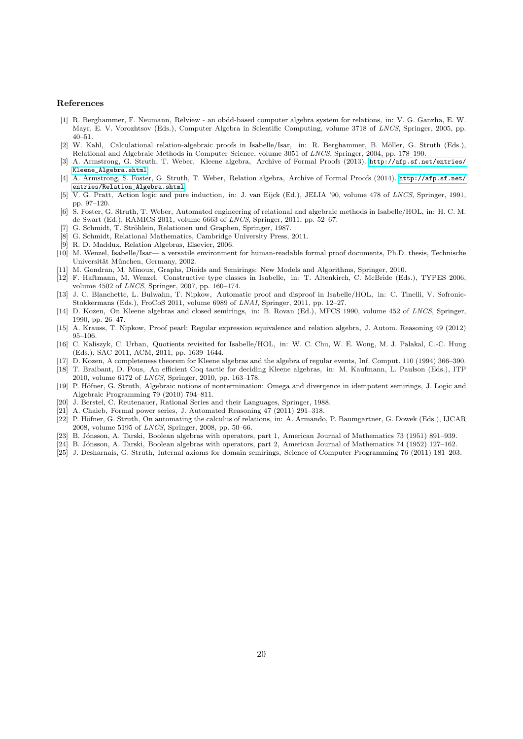## References

[1] R. Berghammer, F. Neumann, Relview - an obdd-based computer algebra system for relations, in: V. G. Ganzha, E. W. Mayr, E. V. Vorozhtsov (Eds.), Computer Algebra in Scientific Computing, volume 3718 of *LNCS*, Springer, 2005, pp. 40–51.

[2] W. Kahl, Calculational relation-algebraic proofs in Isabelle/Isar, in: R. Berghammer, B. Möller, G. Struth (Eds.), Relational and Algebraic Methods in Computer Science, volume 3051 of *LNCS*, Springer, 2004, pp. 178–190.

[3] A. Armstrong, G. Struth, T. Weber, Kleene algebra, Archive of Formal Proofs (2013). http://afp.sf.net/entries/Kleene_Algebra.shtml.

[4] A. Armstrong, S. Foster, G. Struth, T. Weber, Relation algebra, Archive of Formal Proofs (2014). http://afp.sf.net/entries/Relation_Algebra.shtml.

[5] V. G. Pratt, Action logic and pure induction, in: J. van Eijck (Ed.), JELIA '90, volume 478 of *LNCS*, Springer, 1991, pp. 97–120.

[6] S. Foster, G. Struth, T. Weber, Automated engineering of relational and algebraic methods in Isabelle/HOL, in: H. C. M. de Swart (Ed.), RAMICS 2011, volume 6663 of *LNCS*, Springer, 2011, pp. 52–67.

[7] G. Schmidt, T. Ströhlein, Relationen und Graphen, Springer, 1987.

[8] G. Schmidt, Relational Mathematics, Cambridge University Press, 2011.

[9] R. D. Maddux, Relation Algebras, Elsevier, 2006.

[10] M. Wenzel, Isabelle/Isar— a versatile environment for human-readable formal proof documents, Ph.D. thesis, Technische Universität München, Germany, 2002.

[11] M. Gondran, M. Minoux, Graphs, Dioids and Semirings: New Models and Algorithms, Springer, 2010.

[12] F. Haftmann, M. Wenzel, Constructive type classes in Isabelle, in: T. Altenkirch, C. McBride (Eds.), TYPES 2006, volume 4502 of *LNCS*, Springer, 2007, pp. 160–174.

[13] J. C. Blanchette, L. Bulwahn, T. Nipkow, Automatic proof and disproof in Isabelle/HOL, in: C. Tinelli, V. Sofronie-Stokkermans (Eds.), FroCoS 2011, volume 6989 of *LNAI*, Springer, 2011, pp. 12–27.

[14] D. Kozen, On Kleene algebras and closed semirings, in: B. Rovan (Ed.), MFCS 1990, volume 452 of *LNCS*, Springer, 1990, pp. 26–47.

[15] A. Krauss, T. Nipkow, Proof pearl: Regular expression equivalence and relation algebra, J. Autom. Reasoning 49 (2012) 95–106.

[16] C. Kaliszyk, C. Urban, Quotients revisited for Isabelle/HOL, in: W. C. Chu, W. E. Wong, M. J. Palakal, C.-C. Hung (Eds.), SAC 2011, ACM, 2011, pp. 1639–1644.

[17] D. Kozen, A completeness theorem for Kleene algebras and the algebra of regular events, Inf. Comput. 110 (1994) 366–390.

[18] T. Braibant, D. Pous, An efficient Coq tactic for deciding Kleene algebras, in: M. Kaufmann, L. Paulson (Eds.), ITP 2010, volume 6172 of *LNCS*, Springer, 2010, pp. 163–178.

[19] P. Höfner, G. Struth, Algebraic notions of nontermination: Omega and divergence in idempotent semirings, J. Logic and Algebraic Programming 79 (2010) 794–811.

[20] J. Berstel, C. Reutenauer, Rational Series and their Languages, Springer, 1988.

[21] A. Chaieb, Formal power series, J. Automated Reasoning 47 (2011) 291–318.

[22] P. Höfner, G. Struth, On automating the calculus of relations, in: A. Armando, P. Baumgartner, G. Dowek (Eds.), IJCAR 2008, volume 5195 of *LNCS*, Springer, 2008, pp. 50–66.

[23] B. Jónsson, A. Tarski, Boolean algebras with operators, part 1, American Journal of Mathematics 73 (1951) 891–939.

[24] B. Jónsson, A. Tarski, Boolean algebras with operators, part 2, American Journal of Mathematics 74 (1952) 127–162.

[25] J. Desharnais, G. Struth, Internal axioms for domain semirings, Science of Computer Programming 76 (2011) 181–203.